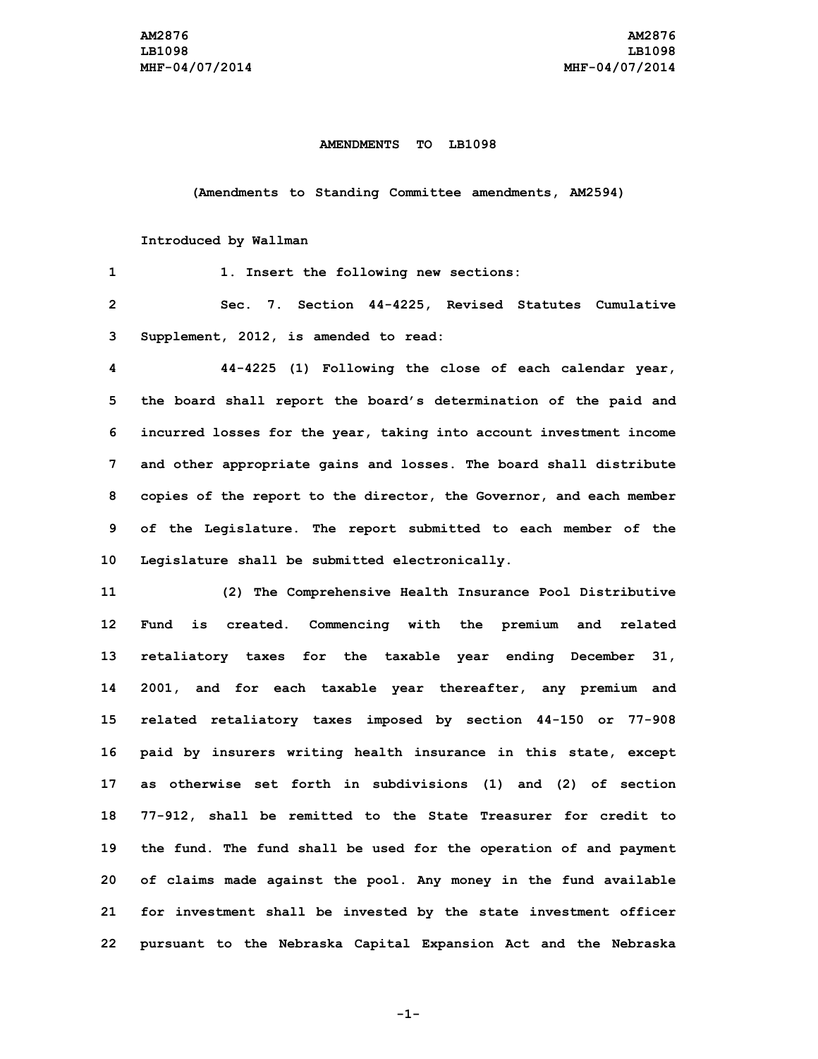**AMENDMENTS TO LB1098**

**(Amendments to Standing Committee amendments, AM2594)**

**Introduced by Wallman**

1 1. Insert the following new sections:

2 Sec. 7. Section 44-4225, Revised Statutes Cumulative
3 Supplement, 2012, is amended to read:

4 44-4225 (1) Following the close of each calendar year,
5 the board shall report the board's determination of the paid and
6 incurred losses for the year, taking into account investment income
7 and other appropriate gains and losses. The board shall distribute
8 copies of the report to the director, the Governor, and each member
9 of the Legislature. The report submitted to each member of the
10 Legislature shall be submitted electronically.

11 (2) The Comprehensive Health Insurance Pool Distributive
12 Fund is created. Commencing with the premium and related
13 retaliatory taxes for the taxable year ending December 31,
14 2001, and for each taxable year thereafter, any premium and
15 related retaliatory taxes imposed by section 44-150 or 77-908
16 paid by insurers writing health insurance in this state, except
17 as otherwise set forth in subdivisions (1) and (2) of section
18 77-912, shall be remitted to the State Treasurer for credit to
19 the fund. The fund shall be used for the operation of and payment
20 of claims made against the pool. Any money in the fund available
21 for investment shall be invested by the state investment officer
22 pursuant to the Nebraska Capital Expansion Act and the Nebraska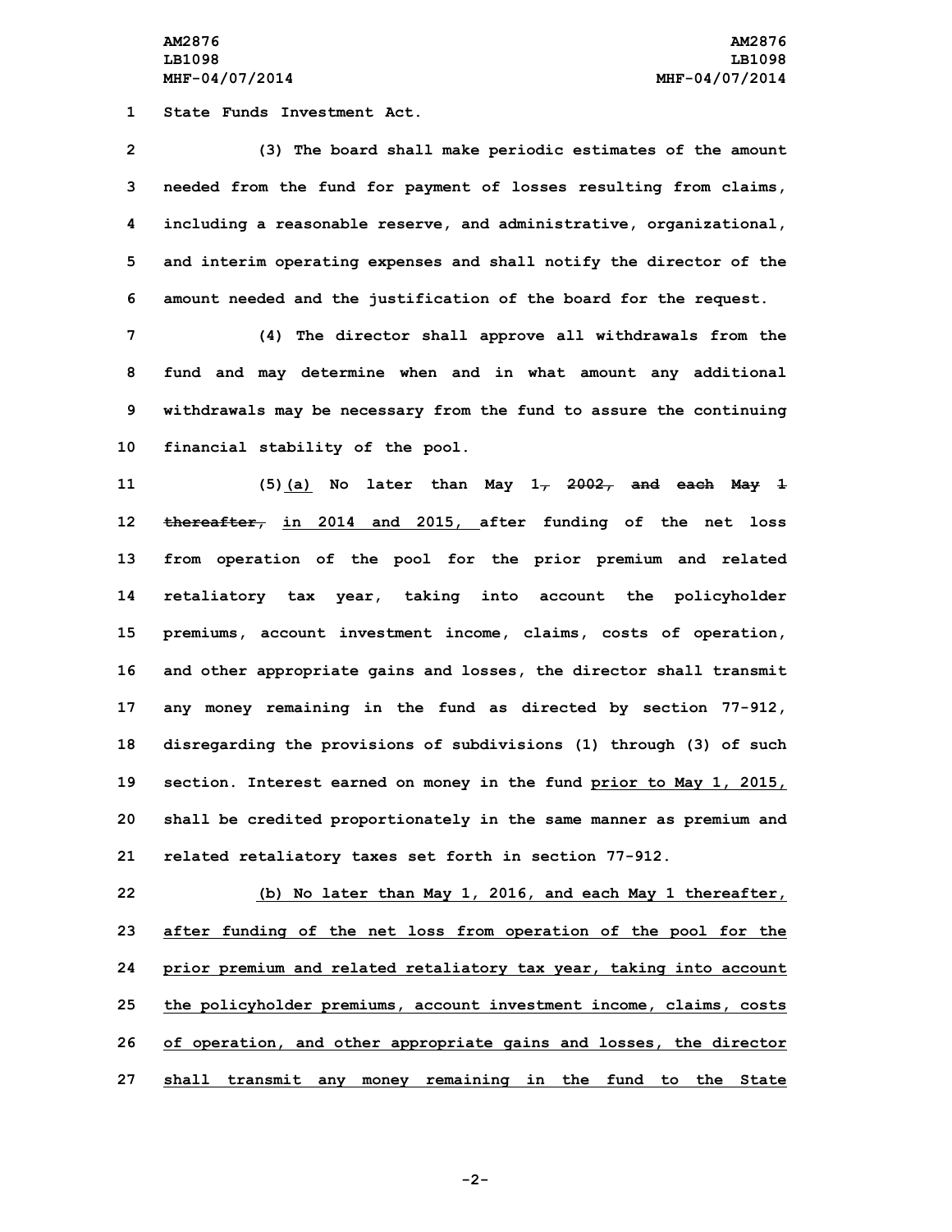State Funds Investment Act.

(3) The board shall make periodic estimates of the amount needed from the fund for payment of losses resulting from claims, including a reasonable reserve, and administrative, organizational, and interim operating expenses and shall notify the director of the amount needed and the justification of the board for the request.

(4) The director shall approve all withdrawals from the fund and may determine when and in what amount any additional withdrawals may be necessary from the fund to assure the continuing financial stability of the pool.

(5)(a) No later than May 1, ~~2002, and each May 1 thereafter,~~ in 2014 and 2015, after funding of the net loss from operation of the pool for the prior premium and related retaliatory tax year, taking into account the policyholder premiums, account investment income, claims, costs of operation, and other appropriate gains and losses, the director shall transmit any money remaining in the fund as directed by section 77-912, disregarding the provisions of subdivisions (1) through (3) of such section. Interest earned on money in the fund prior to May 1, 2015, shall be credited proportionately in the same manner as premium and related retaliatory taxes set forth in section 77-912.

(b) No later than May 1, 2016, and each May 1 thereafter, after funding of the net loss from operation of the pool for the prior premium and related retaliatory tax year, taking into account the policyholder premiums, account investment income, claims, costs of operation, and other appropriate gains and losses, the director shall transmit any money remaining in the fund to the State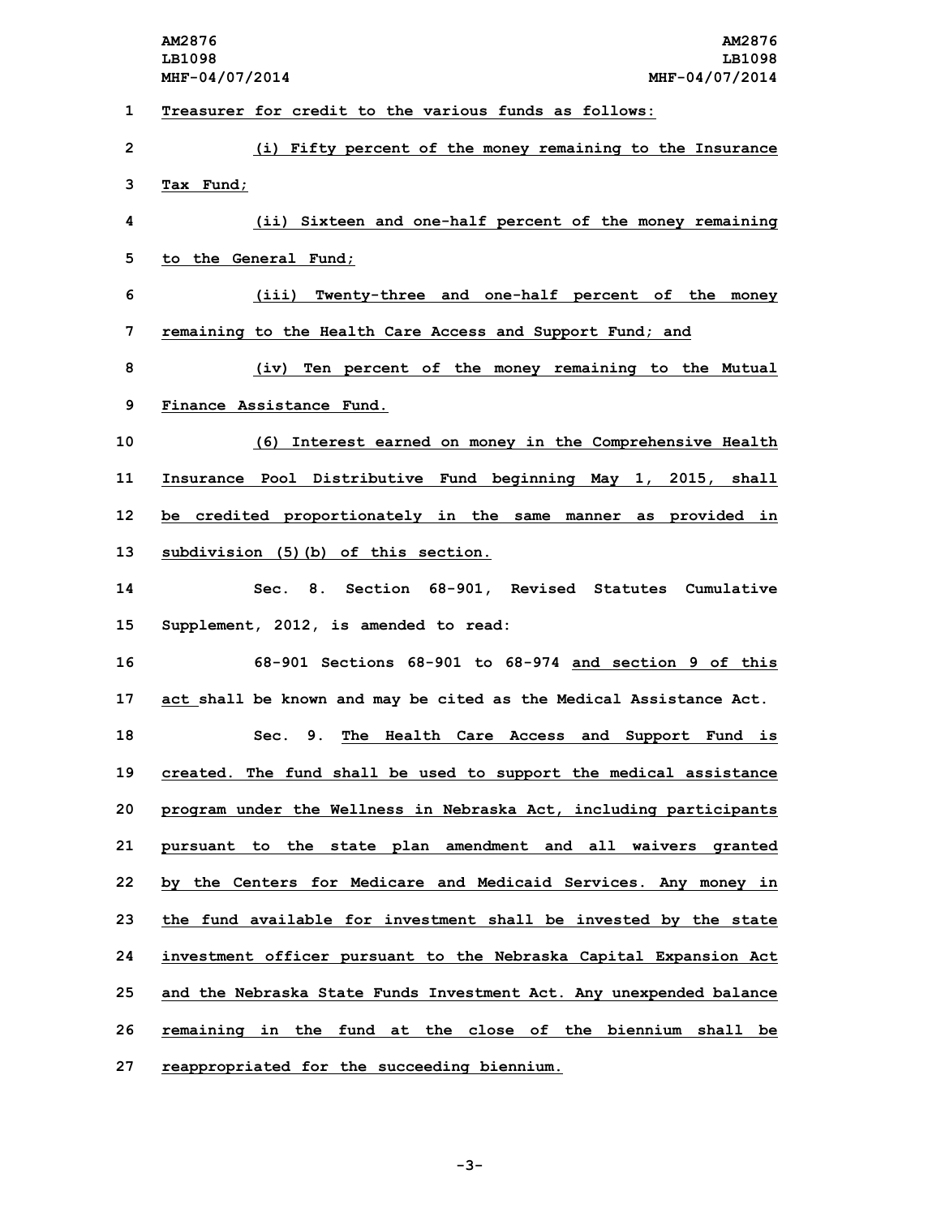Treasurer for credit to the various funds as follows:

(i) Fifty percent of the money remaining to the Insurance Tax Fund;

(ii) Sixteen and one-half percent of the money remaining to the General Fund;

(iii) Twenty-three and one-half percent of the money remaining to the Health Care Access and Support Fund; and

(iv) Ten percent of the money remaining to the Mutual Finance Assistance Fund.

(6) Interest earned on money in the Comprehensive Health Insurance Pool Distributive Fund beginning May 1, 2015, shall be credited proportionately in the same manner as provided in subdivision (5)(b) of this section.

Sec. 8. Section 68-901, Revised Statutes Cumulative Supplement, 2012, is amended to read:

68-901 Sections 68-901 to 68-974 and section 9 of this act shall be known and may be cited as the Medical Assistance Act.

Sec. 9. The Health Care Access and Support Fund is created. The fund shall be used to support the medical assistance program under the Wellness in Nebraska Act, including participants pursuant to the state plan amendment and all waivers granted by the Centers for Medicare and Medicaid Services. Any money in the fund available for investment shall be invested by the state investment officer pursuant to the Nebraska Capital Expansion Act and the Nebraska State Funds Investment Act. Any unexpended balance remaining in the fund at the close of the biennium shall be reappropriated for the succeeding biennium.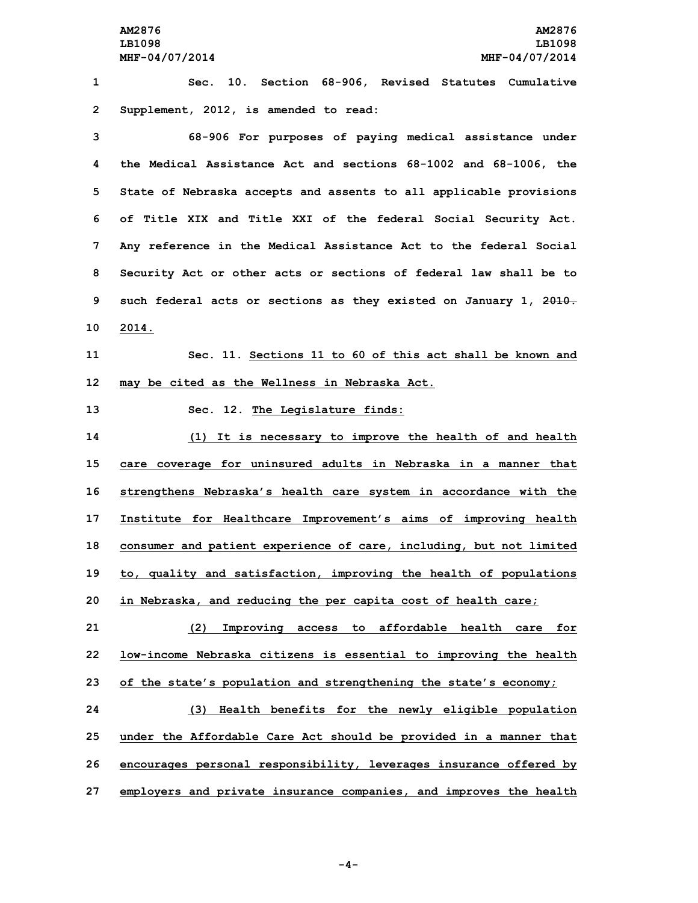Sec. 10. Section 68-906, Revised Statutes Cumulative Supplement, 2012, is amended to read:

68-906 For purposes of paying medical assistance under the Medical Assistance Act and sections 68-1002 and 68-1006, the State of Nebraska accepts and assents to all applicable provisions of Title XIX and Title XXI of the federal Social Security Act. Any reference in the Medical Assistance Act to the federal Social Security Act or other acts or sections of federal law shall be to such federal acts or sections as they existed on January 1, ~~2010.~~ 2014.

Sec. 11. Sections 11 to 60 of this act shall be known and may be cited as the Wellness in Nebraska Act.

Sec. 12. The Legislature finds:

(1) It is necessary to improve the health of and health care coverage for uninsured adults in Nebraska in a manner that strengthens Nebraska's health care system in accordance with the Institute for Healthcare Improvement's aims of improving health consumer and patient experience of care, including, but not limited to, quality and satisfaction, improving the health of populations in Nebraska, and reducing the per capita cost of health care;

(2) Improving access to affordable health care for low-income Nebraska citizens is essential to improving the health of the state's population and strengthening the state's economy;

(3) Health benefits for the newly eligible population under the Affordable Care Act should be provided in a manner that encourages personal responsibility, leverages insurance offered by employers and private insurance companies, and improves the health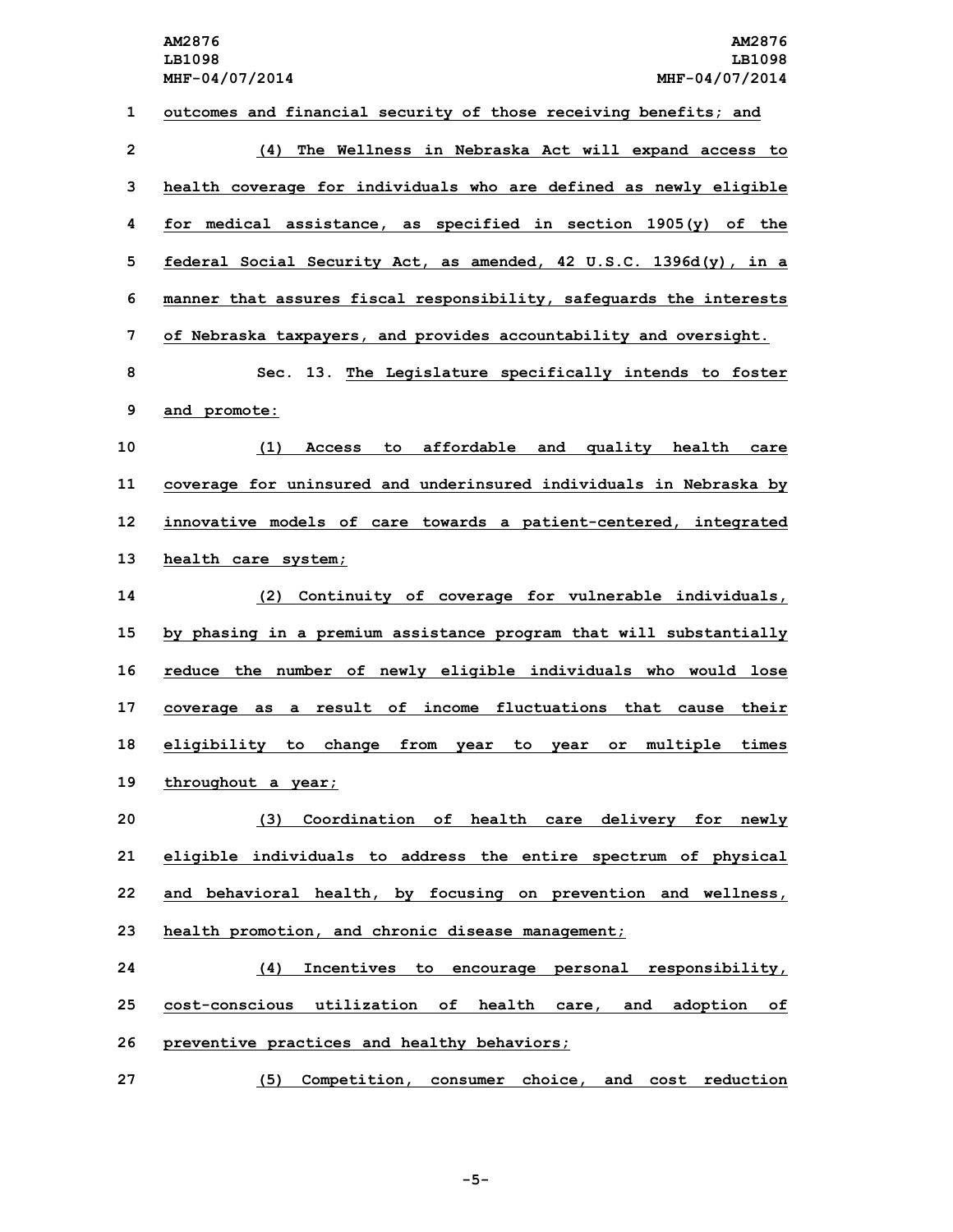outcomes and financial security of those receiving benefits; and

(4) The Wellness in Nebraska Act will expand access to health coverage for individuals who are defined as newly eligible for medical assistance, as specified in section 1905(y) of the federal Social Security Act, as amended, 42 U.S.C. 1396d(y), in a manner that assures fiscal responsibility, safeguards the interests of Nebraska taxpayers, and provides accountability and oversight.

Sec. 13. The Legislature specifically intends to foster and promote:

(1) Access to affordable and quality health care coverage for uninsured and underinsured individuals in Nebraska by innovative models of care towards a patient-centered, integrated health care system;

(2) Continuity of coverage for vulnerable individuals, by phasing in a premium assistance program that will substantially reduce the number of newly eligible individuals who would lose coverage as a result of income fluctuations that cause their eligibility to change from year to year or multiple times throughout a year;

(3) Coordination of health care delivery for newly eligible individuals to address the entire spectrum of physical and behavioral health, by focusing on prevention and wellness, health promotion, and chronic disease management;

(4) Incentives to encourage personal responsibility, cost-conscious utilization of health care, and adoption of preventive practices and healthy behaviors;

(5) Competition, consumer choice, and cost reduction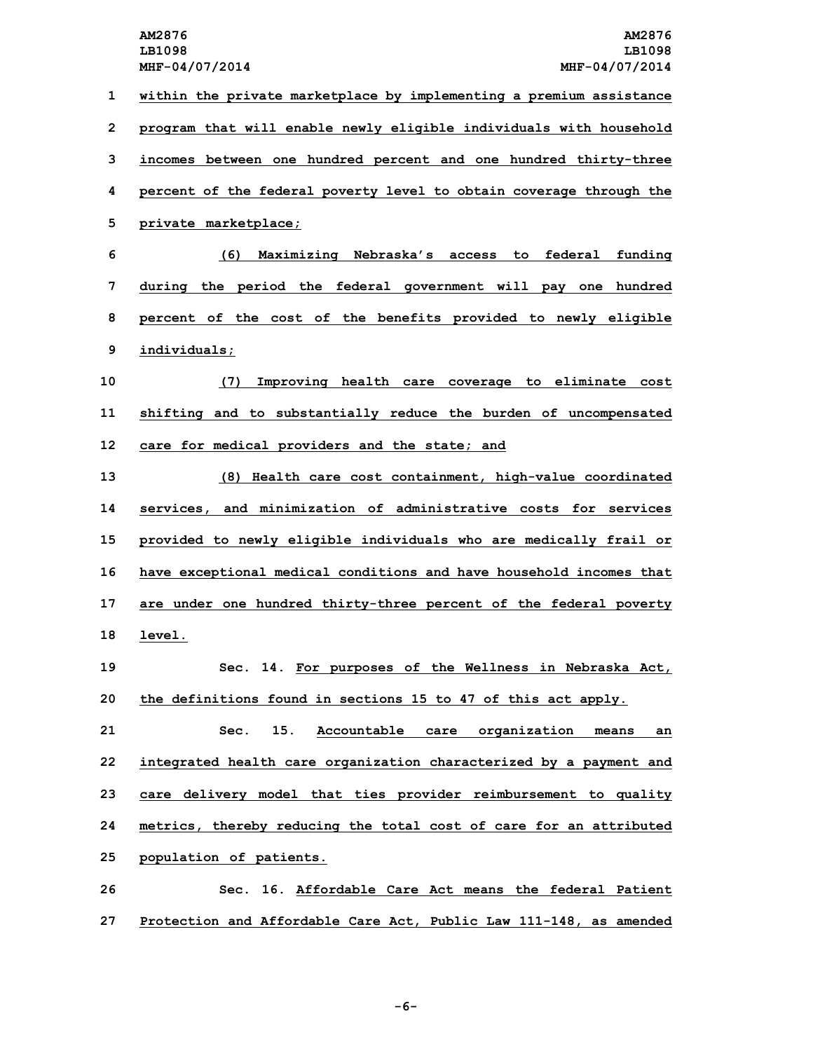within the private marketplace by implementing a premium assistance program that will enable newly eligible individuals with household incomes between one hundred percent and one hundred thirty-three percent of the federal poverty level to obtain coverage through the private marketplace;

(6) Maximizing Nebraska's access to federal funding during the period the federal government will pay one hundred percent of the cost of the benefits provided to newly eligible individuals;

(7) Improving health care coverage to eliminate cost shifting and to substantially reduce the burden of uncompensated care for medical providers and the state; and

(8) Health care cost containment, high-value coordinated services, and minimization of administrative costs for services provided to newly eligible individuals who are medically frail or have exceptional medical conditions and have household incomes that are under one hundred thirty-three percent of the federal poverty level.

Sec. 14. For purposes of the Wellness in Nebraska Act, the definitions found in sections 15 to 47 of this act apply.

Sec. 15. Accountable care organization means an integrated health care organization characterized by a payment and care delivery model that ties provider reimbursement to quality metrics, thereby reducing the total cost of care for an attributed population of patients.

Sec. 16. Affordable Care Act means the federal Patient Protection and Affordable Care Act, Public Law 111-148, as amended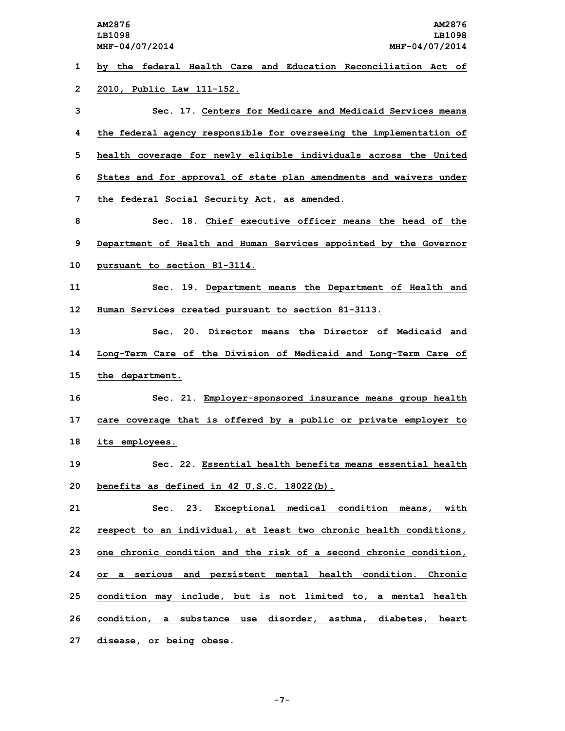by the federal Health Care and Education Reconciliation Act of 2010, Public Law 111-152.

Sec. 17. Centers for Medicare and Medicaid Services means the federal agency responsible for overseeing the implementation of health coverage for newly eligible individuals across the United States and for approval of state plan amendments and waivers under the federal Social Security Act, as amended.

Sec. 18. Chief executive officer means the head of the Department of Health and Human Services appointed by the Governor pursuant to section 81-3114.

Sec. 19. Department means the Department of Health and Human Services created pursuant to section 81-3113.

Sec. 20. Director means the Director of Medicaid and Long-Term Care of the Division of Medicaid and Long-Term Care of the department.

Sec. 21. Employer-sponsored insurance means group health care coverage that is offered by a public or private employer to its employees.

Sec. 22. Essential health benefits means essential health benefits as defined in 42 U.S.C. 18022(b).

Sec. 23. Exceptional medical condition means, with respect to an individual, at least two chronic health conditions, one chronic condition and the risk of a second chronic condition, or a serious and persistent mental health condition. Chronic condition may include, but is not limited to, a mental health condition, a substance use disorder, asthma, diabetes, heart disease, or being obese.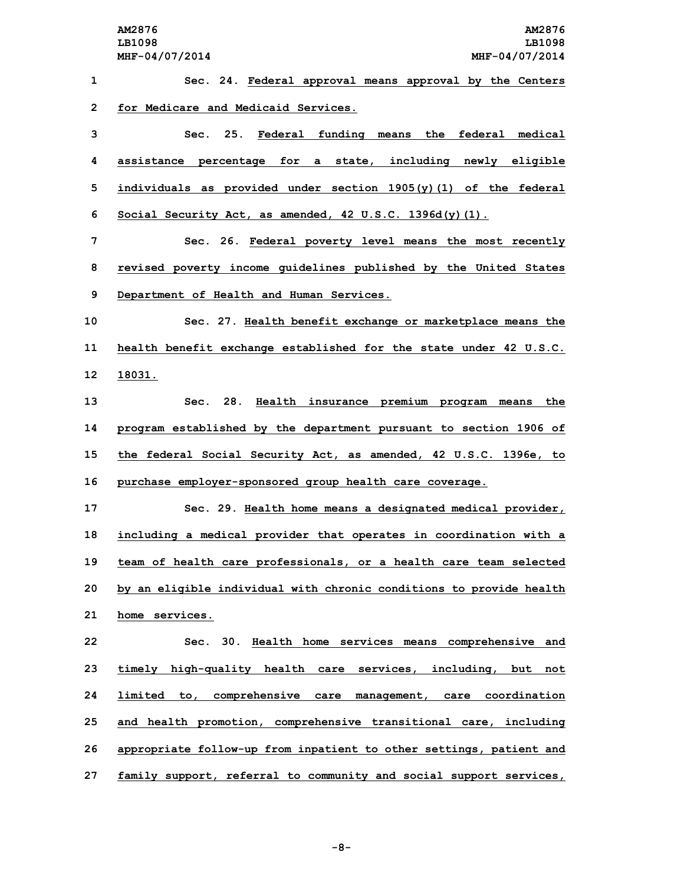Sec. 24. Federal approval means approval by the Centers for Medicare and Medicaid Services.

Sec. 25. Federal funding means the federal medical assistance percentage for a state, including newly eligible individuals as provided under section 1905(y)(1) of the federal Social Security Act, as amended, 42 U.S.C. 1396d(y)(1).

Sec. 26. Federal poverty level means the most recently revised poverty income guidelines published by the United States Department of Health and Human Services.

Sec. 27. Health benefit exchange or marketplace means the health benefit exchange established for the state under 42 U.S.C. 18031.

Sec. 28. Health insurance premium program means the program established by the department pursuant to section 1906 of the federal Social Security Act, as amended, 42 U.S.C. 1396e, to purchase employer-sponsored group health care coverage.

Sec. 29. Health home means a designated medical provider, including a medical provider that operates in coordination with a team of health care professionals, or a health care team selected by an eligible individual with chronic conditions to provide health home services.

Sec. 30. Health home services means comprehensive and timely high-quality health care services, including, but not limited to, comprehensive care management, care coordination and health promotion, comprehensive transitional care, including appropriate follow-up from inpatient to other settings, patient and family support, referral to community and social support services,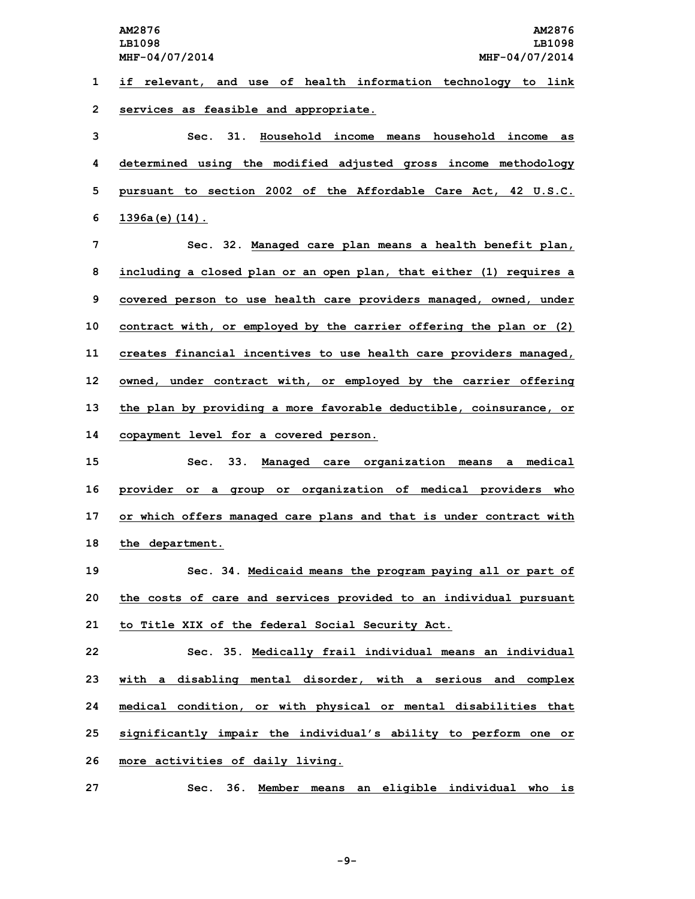if relevant, and use of health information technology to link services as feasible and appropriate.

Sec. 31. Household income means household income as determined using the modified adjusted gross income methodology pursuant to section 2002 of the Affordable Care Act, 42 U.S.C. 1396a(e)(14).

Sec. 32. Managed care plan means a health benefit plan, including a closed plan or an open plan, that either (1) requires a covered person to use health care providers managed, owned, under contract with, or employed by the carrier offering the plan or (2) creates financial incentives to use health care providers managed, owned, under contract with, or employed by the carrier offering the plan by providing a more favorable deductible, coinsurance, or copayment level for a covered person.

Sec. 33. Managed care organization means a medical provider or a group or organization of medical providers who or which offers managed care plans and that is under contract with the department.

Sec. 34. Medicaid means the program paying all or part of the costs of care and services provided to an individual pursuant to Title XIX of the federal Social Security Act.

Sec. 35. Medically frail individual means an individual with a disabling mental disorder, with a serious and complex medical condition, or with physical or mental disabilities that significantly impair the individual's ability to perform one or more activities of daily living.

Sec. 36. Member means an eligible individual who is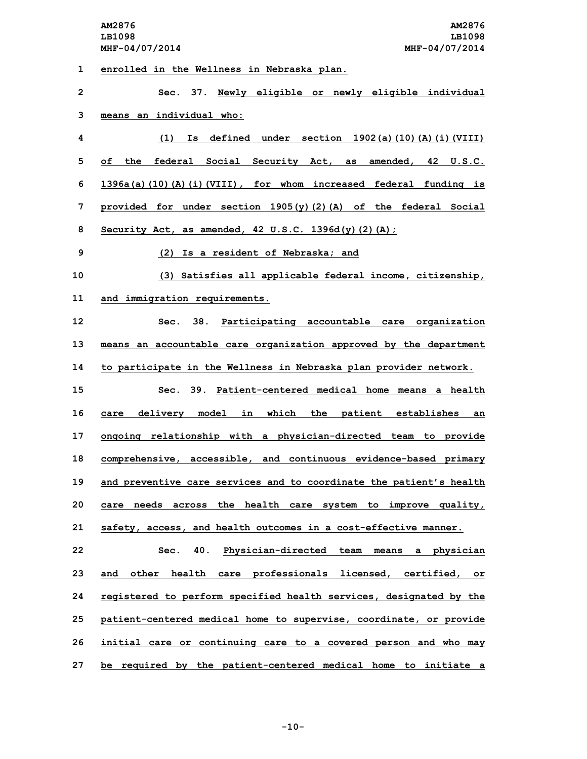enrolled in the Wellness in Nebraska plan.

Sec. 37. Newly eligible or newly eligible individual means an individual who:

(1) Is defined under section 1902(a)(10)(A)(i)(VIII) of the federal Social Security Act, as amended, 42 U.S.C. 1396a(a)(10)(A)(i)(VIII), for whom increased federal funding is provided for under section 1905(y)(2)(A) of the federal Social Security Act, as amended, 42 U.S.C. 1396d(y)(2)(A);

(2) Is a resident of Nebraska; and

(3) Satisfies all applicable federal income, citizenship, and immigration requirements.

Sec. 38. Participating accountable care organization means an accountable care organization approved by the department to participate in the Wellness in Nebraska plan provider network.

Sec. 39. Patient-centered medical home means a health care delivery model in which the patient establishes an ongoing relationship with a physician-directed team to provide comprehensive, accessible, and continuous evidence-based primary and preventive care services and to coordinate the patient's health care needs across the health care system to improve quality, safety, access, and health outcomes in a cost-effective manner.

Sec. 40. Physician-directed team means a physician and other health care professionals licensed, certified, or registered to perform specified health services, designated by the patient-centered medical home to supervise, coordinate, or provide initial care or continuing care to a covered person and who may be required by the patient-centered medical home to initiate a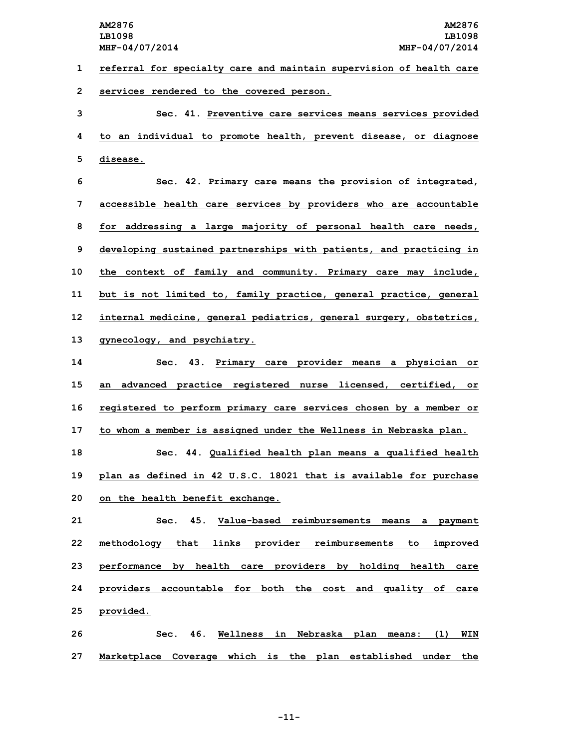referral for specialty care and maintain supervision of health care services rendered to the covered person.

Sec. 41. Preventive care services means services provided to an individual to promote health, prevent disease, or diagnose disease.

Sec. 42. Primary care means the provision of integrated, accessible health care services by providers who are accountable for addressing a large majority of personal health care needs, developing sustained partnerships with patients, and practicing in the context of family and community. Primary care may include, but is not limited to, family practice, general practice, general internal medicine, general pediatrics, general surgery, obstetrics, gynecology, and psychiatry.

Sec. 43. Primary care provider means a physician or an advanced practice registered nurse licensed, certified, or registered to perform primary care services chosen by a member or to whom a member is assigned under the Wellness in Nebraska plan.

Sec. 44. Qualified health plan means a qualified health plan as defined in 42 U.S.C. 18021 that is available for purchase on the health benefit exchange.

Sec. 45. Value-based reimbursements means a payment methodology that links provider reimbursements to improved performance by health care providers by holding health care providers accountable for both the cost and quality of care provided.

Sec. 46. Wellness in Nebraska plan means: (1) WIN Marketplace Coverage which is the plan established under the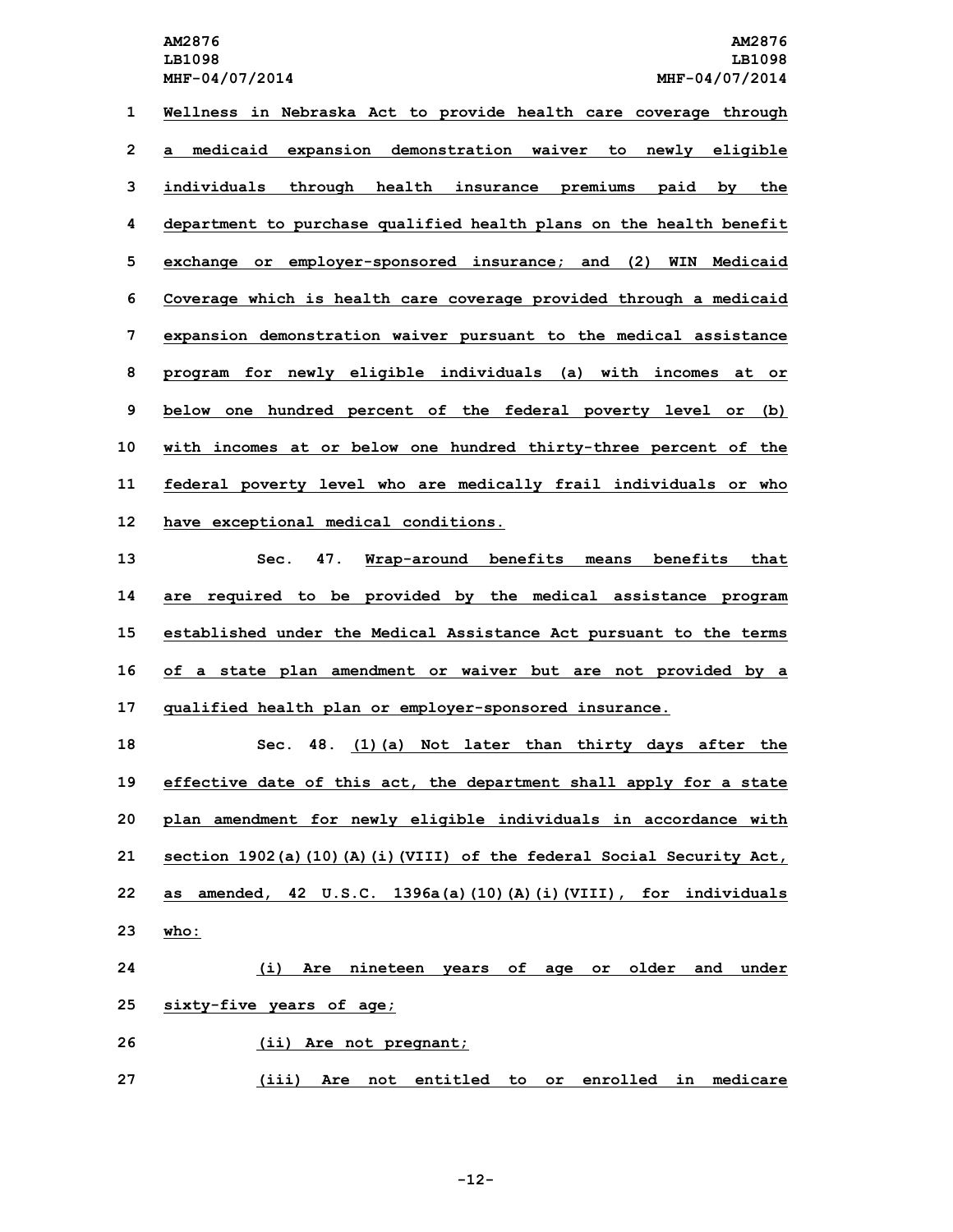Wellness in Nebraska Act to provide health care coverage through a medicaid expansion demonstration waiver to newly eligible individuals through health insurance premiums paid by the department to purchase qualified health plans on the health benefit exchange or employer-sponsored insurance; and (2) WIN Medicaid Coverage which is health care coverage provided through a medicaid expansion demonstration waiver pursuant to the medical assistance program for newly eligible individuals (a) with incomes at or below one hundred percent of the federal poverty level or (b) with incomes at or below one hundred thirty-three percent of the federal poverty level who are medically frail individuals or who have exceptional medical conditions.

Sec. 47. Wrap-around benefits means benefits that are required to be provided by the medical assistance program established under the Medical Assistance Act pursuant to the terms of a state plan amendment or waiver but are not provided by a qualified health plan or employer-sponsored insurance.

Sec. 48. (1)(a) Not later than thirty days after the effective date of this act, the department shall apply for a state plan amendment for newly eligible individuals in accordance with section 1902(a)(10)(A)(i)(VIII) of the federal Social Security Act, as amended, 42 U.S.C. 1396a(a)(10)(A)(i)(VIII), for individuals who:

(i) Are nineteen years of age or older and under sixty-five years of age;

(ii) Are not pregnant;

(iii) Are not entitled to or enrolled in medicare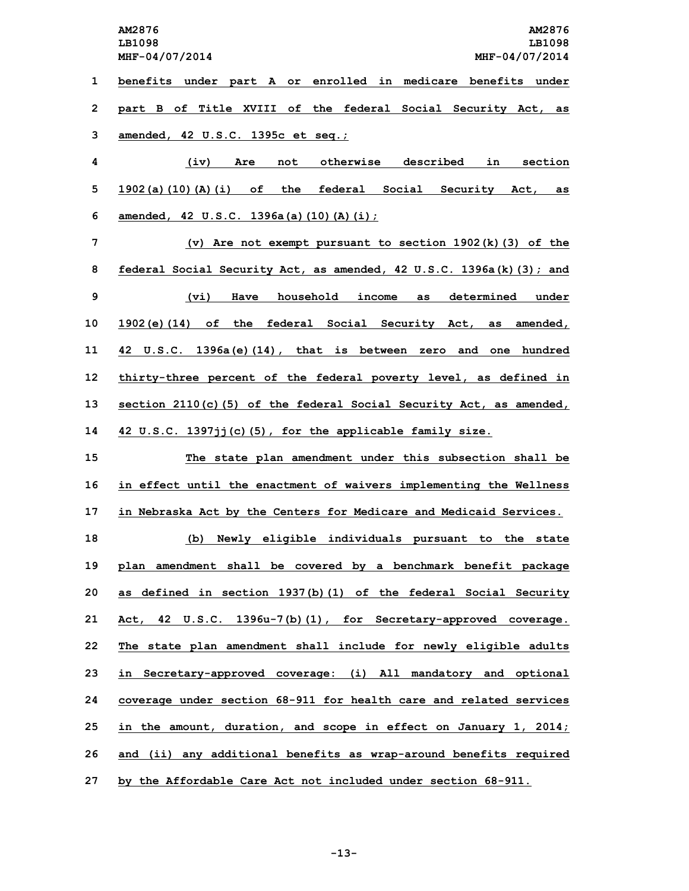benefits under part A or enrolled in medicare benefits under part B of Title XVIII of the federal Social Security Act, as amended, 42 U.S.C. 1395c et seq.;

(iv) Are not otherwise described in section 1902(a)(10)(A)(i) of the federal Social Security Act, as amended, 42 U.S.C. 1396a(a)(10)(A)(i);

(v) Are not exempt pursuant to section 1902(k)(3) of the federal Social Security Act, as amended, 42 U.S.C. 1396a(k)(3); and

(vi) Have household income as determined under 1902(e)(14) of the federal Social Security Act, as amended, 42 U.S.C. 1396a(e)(14), that is between zero and one hundred thirty-three percent of the federal poverty level, as defined in section 2110(c)(5) of the federal Social Security Act, as amended, 42 U.S.C. 1397jj(c)(5), for the applicable family size.

The state plan amendment under this subsection shall be in effect until the enactment of waivers implementing the Wellness in Nebraska Act by the Centers for Medicare and Medicaid Services.

(b) Newly eligible individuals pursuant to the state plan amendment shall be covered by a benchmark benefit package as defined in section 1937(b)(1) of the federal Social Security Act, 42 U.S.C. 1396u-7(b)(1), for Secretary-approved coverage. The state plan amendment shall include for newly eligible adults in Secretary-approved coverage: (i) All mandatory and optional coverage under section 68-911 for health care and related services in the amount, duration, and scope in effect on January 1, 2014; and (ii) any additional benefits as wrap-around benefits required by the Affordable Care Act not included under section 68-911.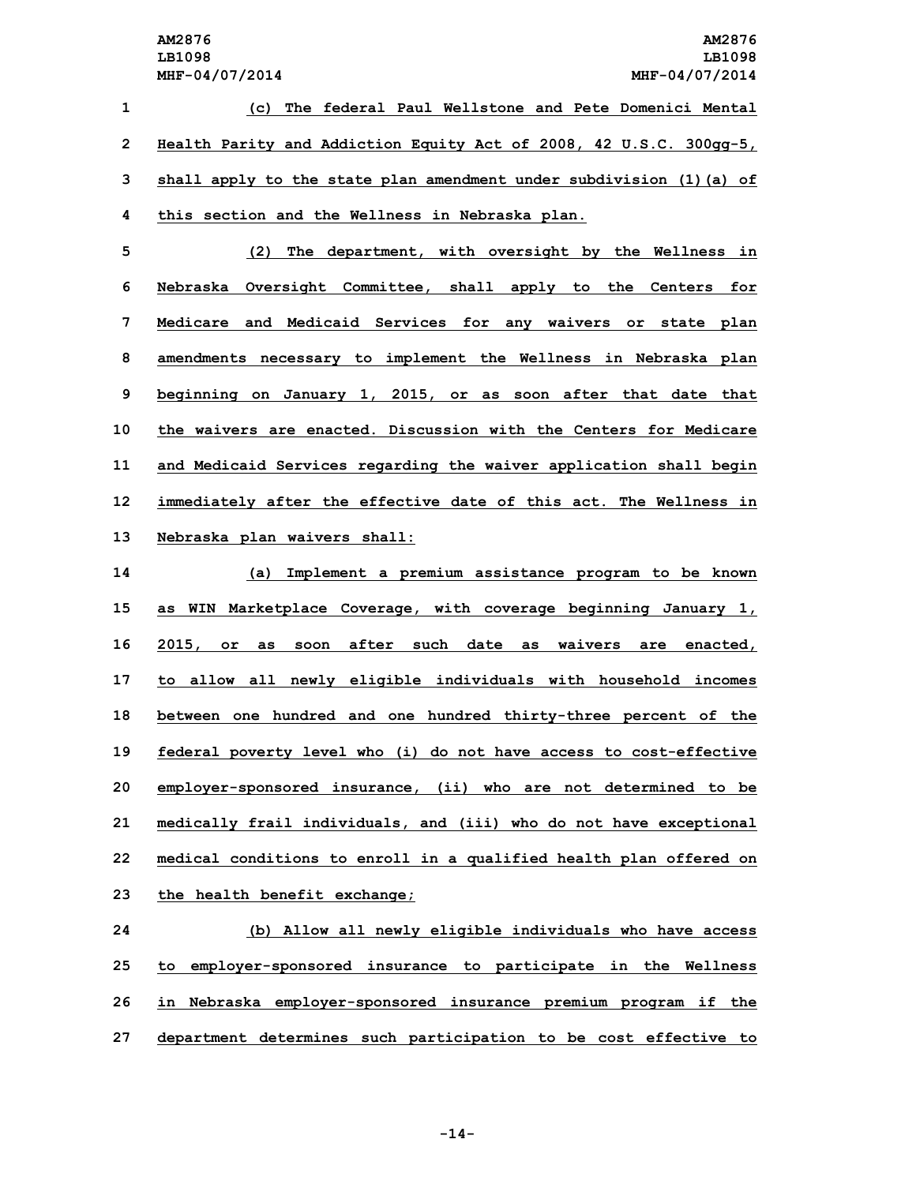(c) The federal Paul Wellstone and Pete Domenici Mental Health Parity and Addiction Equity Act of 2008, 42 U.S.C. 300gg-5, shall apply to the state plan amendment under subdivision (1)(a) of this section and the Wellness in Nebraska plan.

(2) The department, with oversight by the Wellness in Nebraska Oversight Committee, shall apply to the Centers for Medicare and Medicaid Services for any waivers or state plan amendments necessary to implement the Wellness in Nebraska plan beginning on January 1, 2015, or as soon after that date that the waivers are enacted. Discussion with the Centers for Medicare and Medicaid Services regarding the waiver application shall begin immediately after the effective date of this act. The Wellness in Nebraska plan waivers shall:

(a) Implement a premium assistance program to be known as WIN Marketplace Coverage, with coverage beginning January 1, 2015, or as soon after such date as waivers are enacted, to allow all newly eligible individuals with household incomes between one hundred and one hundred thirty-three percent of the federal poverty level who (i) do not have access to cost-effective employer-sponsored insurance, (ii) who are not determined to be medically frail individuals, and (iii) who do not have exceptional medical conditions to enroll in a qualified health plan offered on the health benefit exchange;

(b) Allow all newly eligible individuals who have access to employer-sponsored insurance to participate in the Wellness in Nebraska employer-sponsored insurance premium program if the department determines such participation to be cost effective to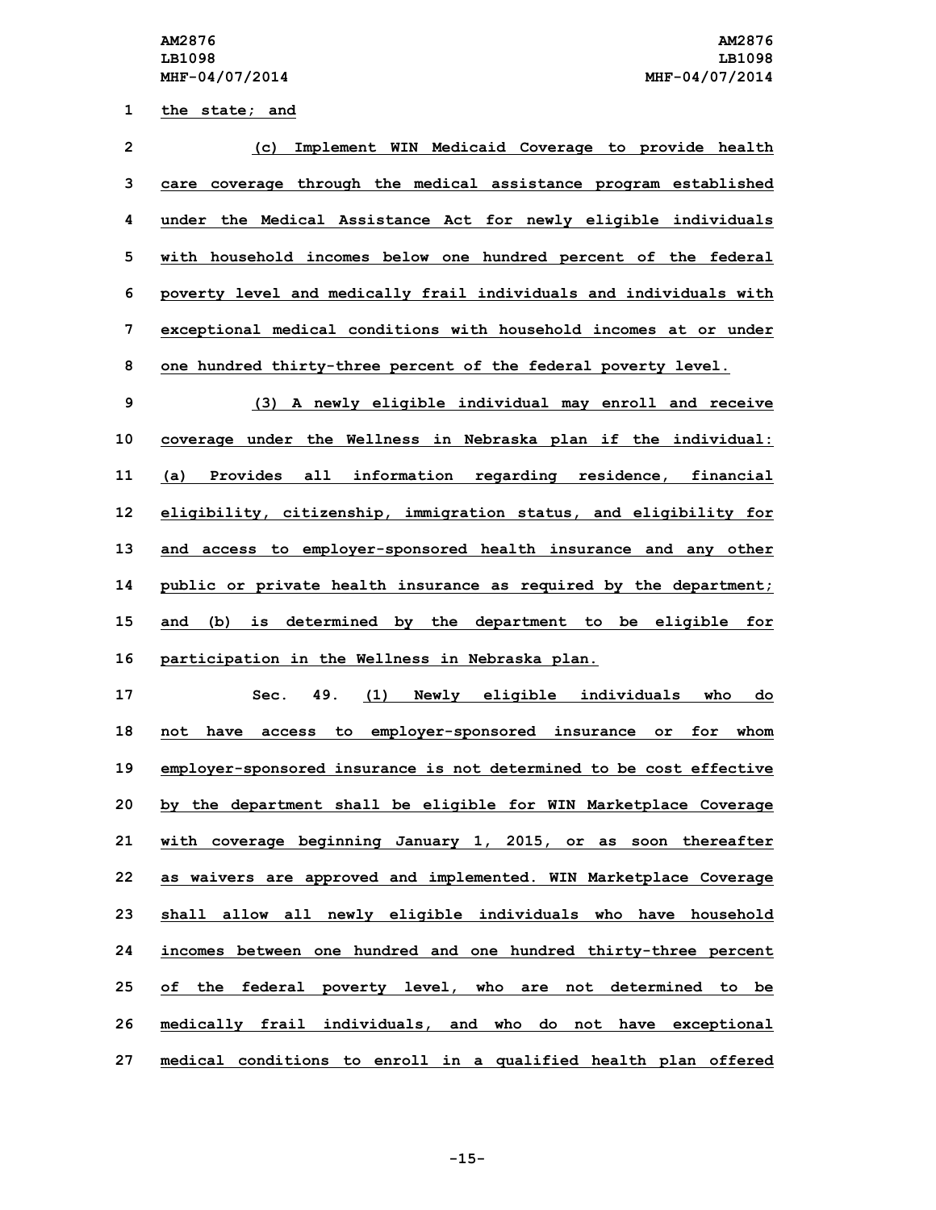the state; and

(c) Implement WIN Medicaid Coverage to provide health care coverage through the medical assistance program established under the Medical Assistance Act for newly eligible individuals with household incomes below one hundred percent of the federal poverty level and medically frail individuals and individuals with exceptional medical conditions with household incomes at or under one hundred thirty-three percent of the federal poverty level.

(3) A newly eligible individual may enroll and receive coverage under the Wellness in Nebraska plan if the individual: (a) Provides all information regarding residence, financial eligibility, citizenship, immigration status, and eligibility for and access to employer-sponsored health insurance and any other public or private health insurance as required by the department; and (b) is determined by the department to be eligible for participation in the Wellness in Nebraska plan.

Sec. 49. (1) Newly eligible individuals who do not have access to employer-sponsored insurance or for whom employer-sponsored insurance is not determined to be cost effective by the department shall be eligible for WIN Marketplace Coverage with coverage beginning January 1, 2015, or as soon thereafter as waivers are approved and implemented. WIN Marketplace Coverage shall allow all newly eligible individuals who have household incomes between one hundred and one hundred thirty-three percent of the federal poverty level, who are not determined to be medically frail individuals, and who do not have exceptional medical conditions to enroll in a qualified health plan offered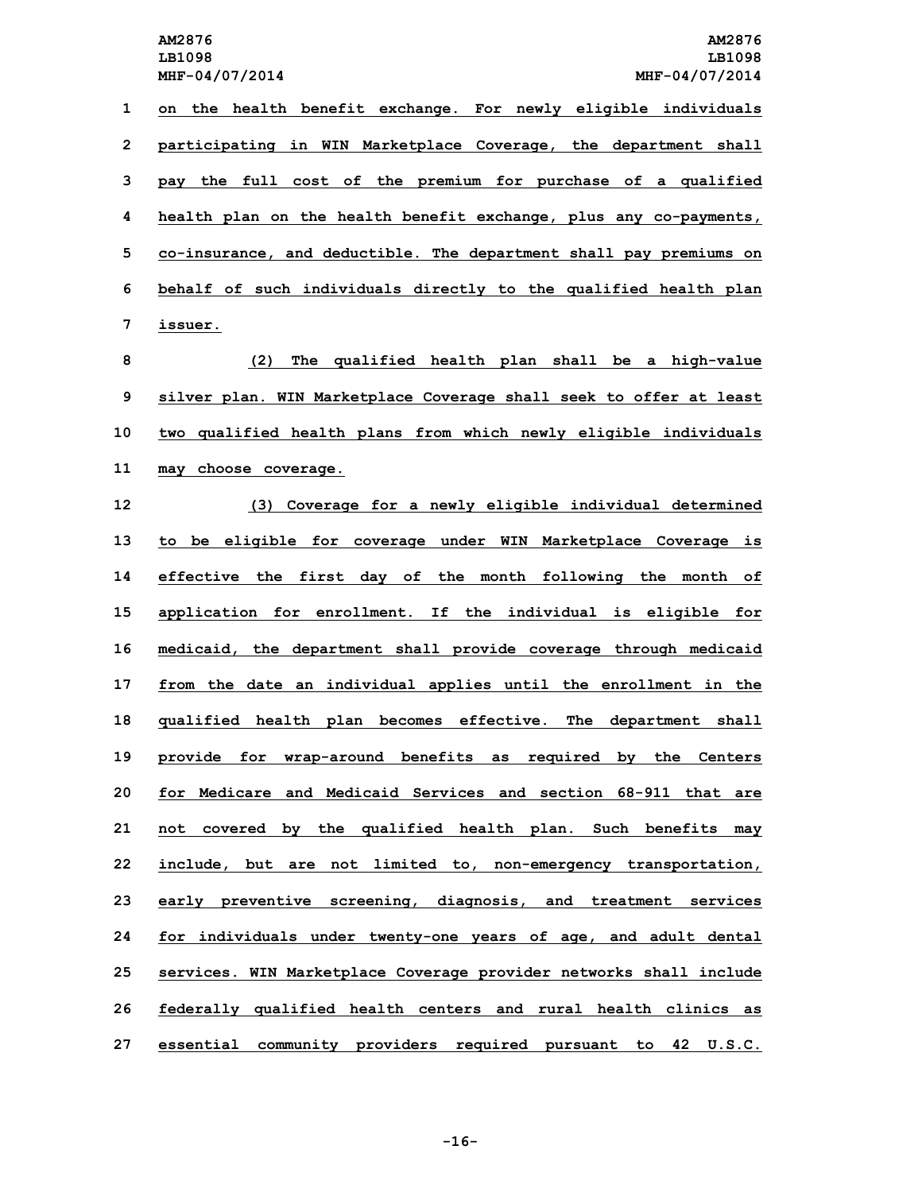on the health benefit exchange. For newly eligible individuals participating in WIN Marketplace Coverage, the department shall pay the full cost of the premium for purchase of a qualified health plan on the health benefit exchange, plus any co-payments, co-insurance, and deductible. The department shall pay premiums on behalf of such individuals directly to the qualified health plan issuer.

(2) The qualified health plan shall be a high-value silver plan. WIN Marketplace Coverage shall seek to offer at least two qualified health plans from which newly eligible individuals may choose coverage.

(3) Coverage for a newly eligible individual determined to be eligible for coverage under WIN Marketplace Coverage is effective the first day of the month following the month of application for enrollment. If the individual is eligible for medicaid, the department shall provide coverage through medicaid from the date an individual applies until the enrollment in the qualified health plan becomes effective. The department shall provide for wrap-around benefits as required by the Centers for Medicare and Medicaid Services and section 68-911 that are not covered by the qualified health plan. Such benefits may include, but are not limited to, non-emergency transportation, early preventive screening, diagnosis, and treatment services for individuals under twenty-one years of age, and adult dental services. WIN Marketplace Coverage provider networks shall include federally qualified health centers and rural health clinics as essential community providers required pursuant to 42 U.S.C.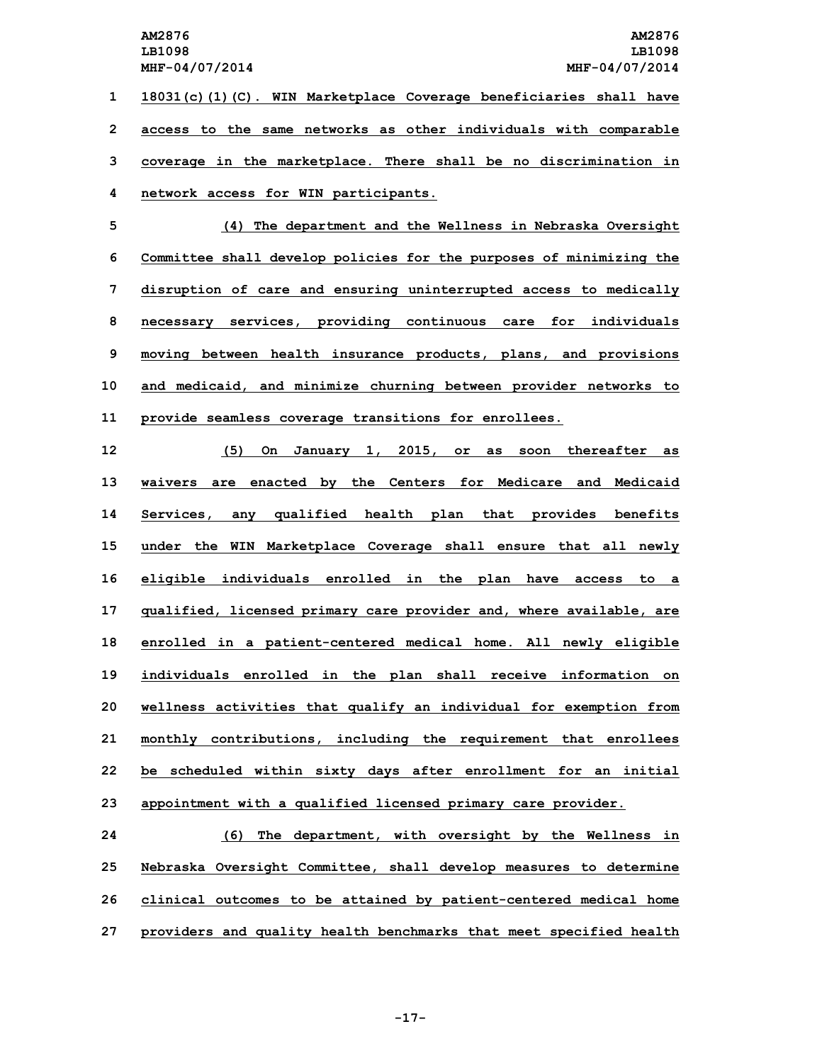18031(c)(1)(C). WIN Marketplace Coverage beneficiaries shall have access to the same networks as other individuals with comparable coverage in the marketplace. There shall be no discrimination in network access for WIN participants.

(4) The department and the Wellness in Nebraska Oversight Committee shall develop policies for the purposes of minimizing the disruption of care and ensuring uninterrupted access to medically necessary services, providing continuous care for individuals moving between health insurance products, plans, and provisions and medicaid, and minimize churning between provider networks to provide seamless coverage transitions for enrollees.

(5) On January 1, 2015, or as soon thereafter as waivers are enacted by the Centers for Medicare and Medicaid Services, any qualified health plan that provides benefits under the WIN Marketplace Coverage shall ensure that all newly eligible individuals enrolled in the plan have access to a qualified, licensed primary care provider and, where available, are enrolled in a patient-centered medical home. All newly eligible individuals enrolled in the plan shall receive information on wellness activities that qualify an individual for exemption from monthly contributions, including the requirement that enrollees be scheduled within sixty days after enrollment for an initial appointment with a qualified licensed primary care provider.

(6) The department, with oversight by the Wellness in Nebraska Oversight Committee, shall develop measures to determine clinical outcomes to be attained by patient-centered medical home providers and quality health benchmarks that meet specified health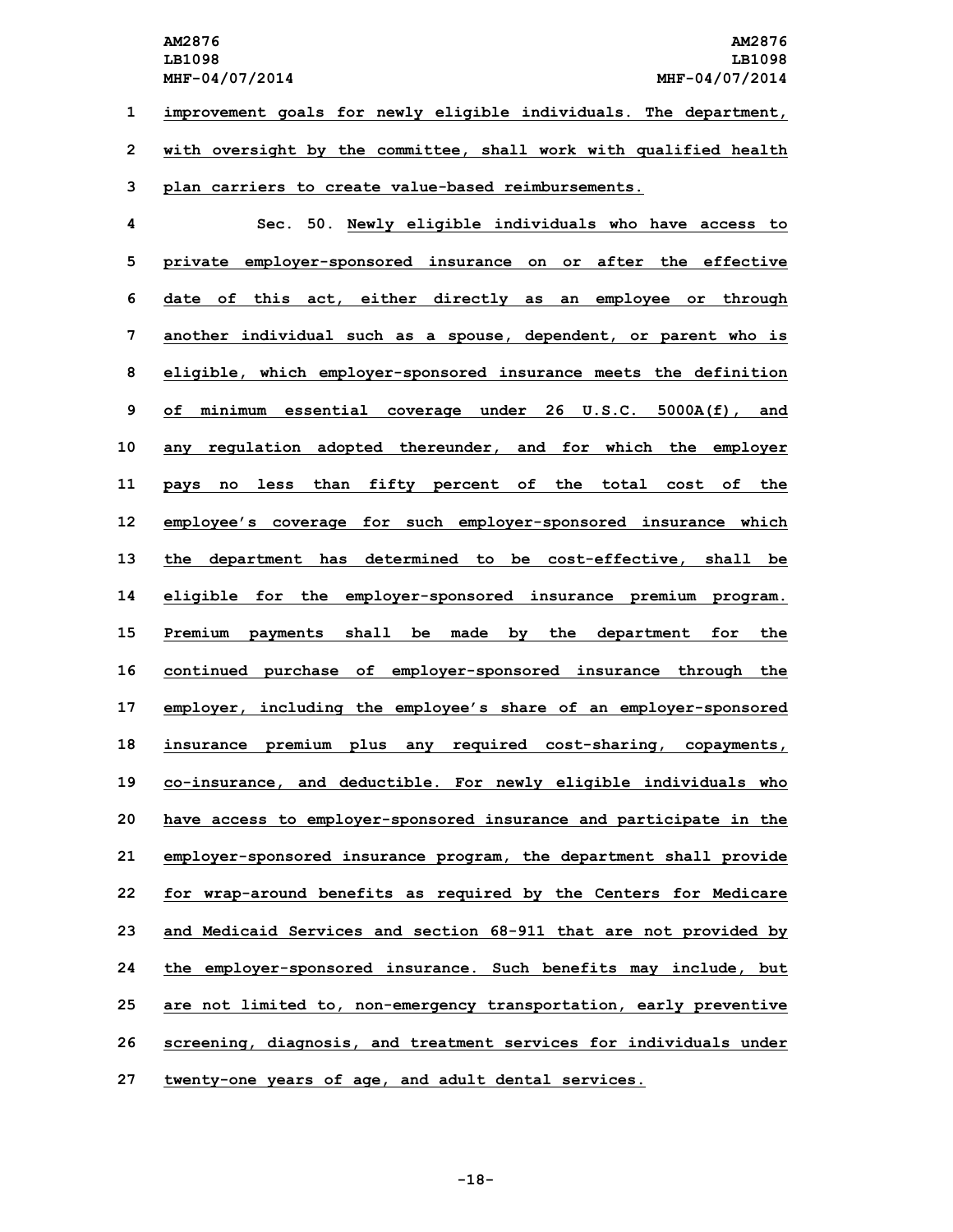improvement goals for newly eligible individuals. The department, with oversight by the committee, shall work with qualified health plan carriers to create value-based reimbursements.

Sec. 50. Newly eligible individuals who have access to private employer-sponsored insurance on or after the effective date of this act, either directly as an employee or through another individual such as a spouse, dependent, or parent who is eligible, which employer-sponsored insurance meets the definition of minimum essential coverage under 26 U.S.C. 5000A(f), and any regulation adopted thereunder, and for which the employer pays no less than fifty percent of the total cost of the employee's coverage for such employer-sponsored insurance which the department has determined to be cost-effective, shall be eligible for the employer-sponsored insurance premium program. Premium payments shall be made by the department for the continued purchase of employer-sponsored insurance through the employer, including the employee's share of an employer-sponsored insurance premium plus any required cost-sharing, copayments, co-insurance, and deductible. For newly eligible individuals who have access to employer-sponsored insurance and participate in the employer-sponsored insurance program, the department shall provide for wrap-around benefits as required by the Centers for Medicare and Medicaid Services and section 68-911 that are not provided by the employer-sponsored insurance. Such benefits may include, but are not limited to, non-emergency transportation, early preventive screening, diagnosis, and treatment services for individuals under twenty-one years of age, and adult dental services.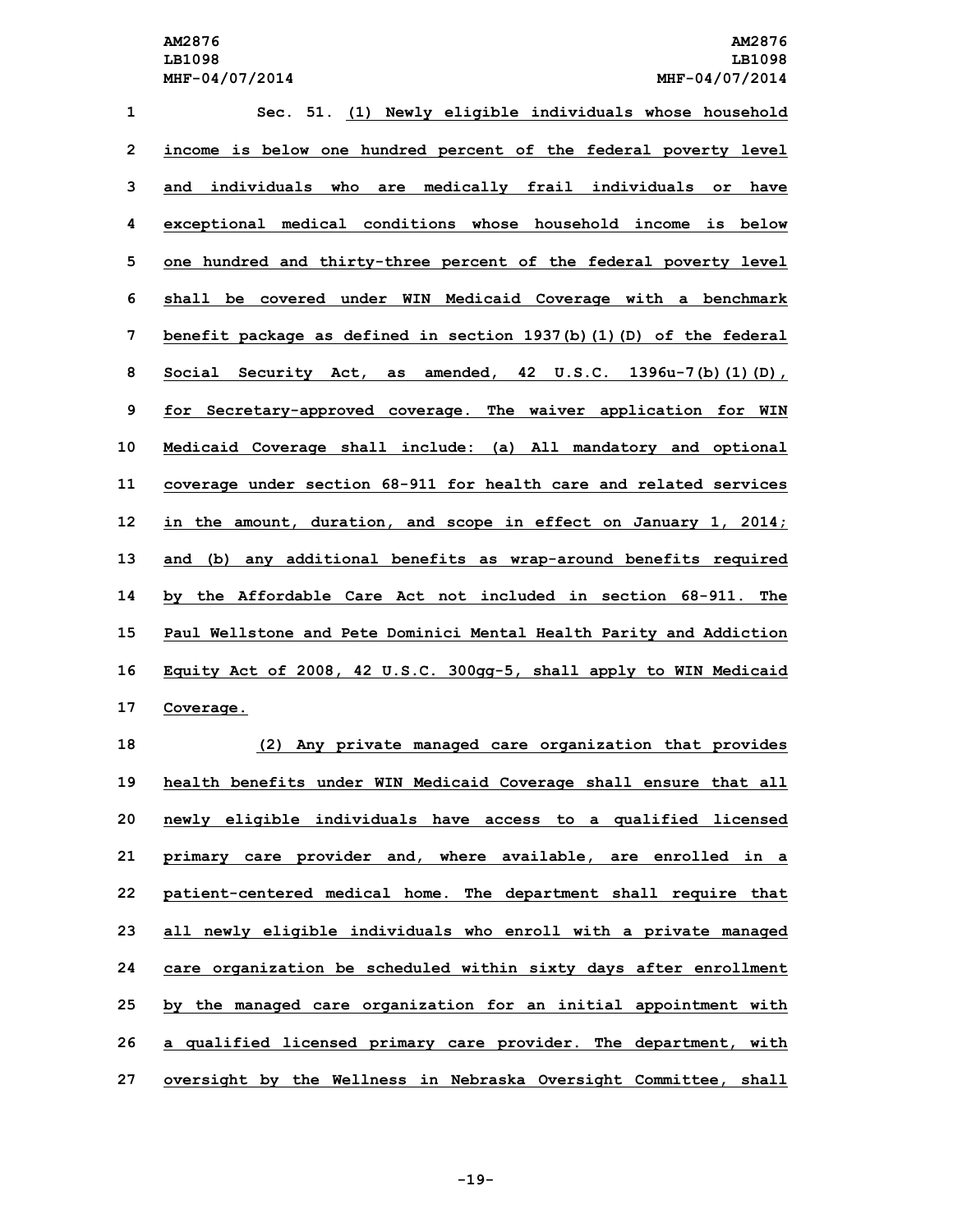Sec. 51. (1) Newly eligible individuals whose household income is below one hundred percent of the federal poverty level and individuals who are medically frail individuals or have exceptional medical conditions whose household income is below one hundred and thirty-three percent of the federal poverty level shall be covered under WIN Medicaid Coverage with a benchmark benefit package as defined in section 1937(b)(1)(D) of the federal Social Security Act, as amended, 42 U.S.C. 1396u-7(b)(1)(D), for Secretary-approved coverage. The waiver application for WIN Medicaid Coverage shall include: (a) All mandatory and optional coverage under section 68-911 for health care and related services in the amount, duration, and scope in effect on January 1, 2014; and (b) any additional benefits as wrap-around benefits required by the Affordable Care Act not included in section 68-911. The Paul Wellstone and Pete Dominici Mental Health Parity and Addiction Equity Act of 2008, 42 U.S.C. 300gg-5, shall apply to WIN Medicaid Coverage.

(2) Any private managed care organization that provides health benefits under WIN Medicaid Coverage shall ensure that all newly eligible individuals have access to a qualified licensed primary care provider and, where available, are enrolled in a patient-centered medical home. The department shall require that all newly eligible individuals who enroll with a private managed care organization be scheduled within sixty days after enrollment by the managed care organization for an initial appointment with a qualified licensed primary care provider. The department, with oversight by the Wellness in Nebraska Oversight Committee, shall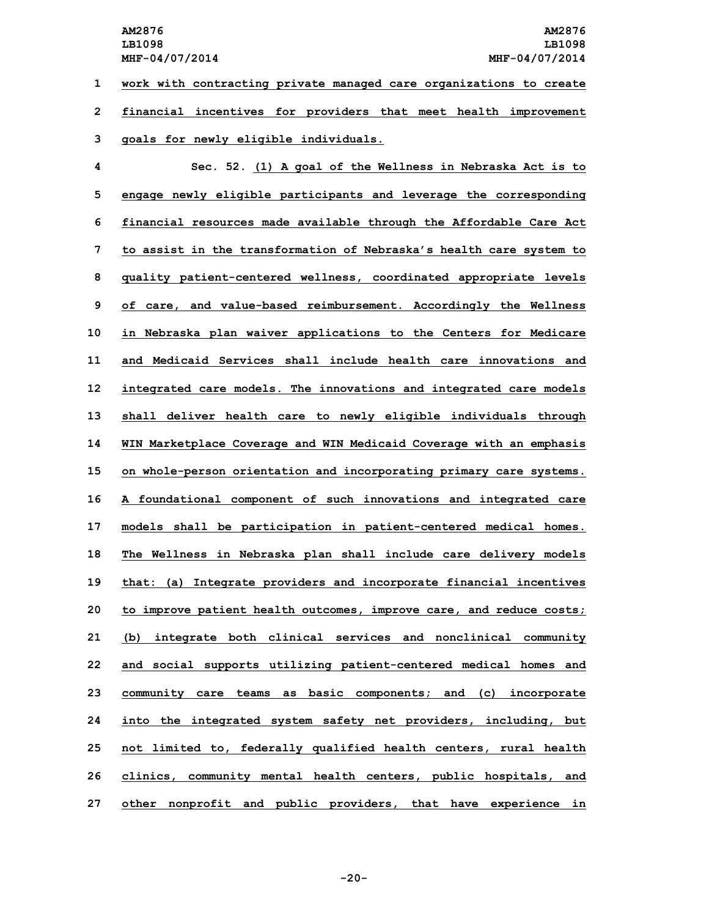work with contracting private managed care organizations to create financial incentives for providers that meet health improvement goals for newly eligible individuals.

Sec. 52. (1) A goal of the Wellness in Nebraska Act is to engage newly eligible participants and leverage the corresponding financial resources made available through the Affordable Care Act to assist in the transformation of Nebraska's health care system to quality patient-centered wellness, coordinated appropriate levels of care, and value-based reimbursement. Accordingly the Wellness in Nebraska plan waiver applications to the Centers for Medicare and Medicaid Services shall include health care innovations and integrated care models. The innovations and integrated care models shall deliver health care to newly eligible individuals through WIN Marketplace Coverage and WIN Medicaid Coverage with an emphasis on whole-person orientation and incorporating primary care systems. A foundational component of such innovations and integrated care models shall be participation in patient-centered medical homes. The Wellness in Nebraska plan shall include care delivery models that: (a) Integrate providers and incorporate financial incentives to improve patient health outcomes, improve care, and reduce costs; (b) integrate both clinical services and nonclinical community and social supports utilizing patient-centered medical homes and community care teams as basic components; and (c) incorporate into the integrated system safety net providers, including, but not limited to, federally qualified health centers, rural health clinics, community mental health centers, public hospitals, and other nonprofit and public providers, that have experience in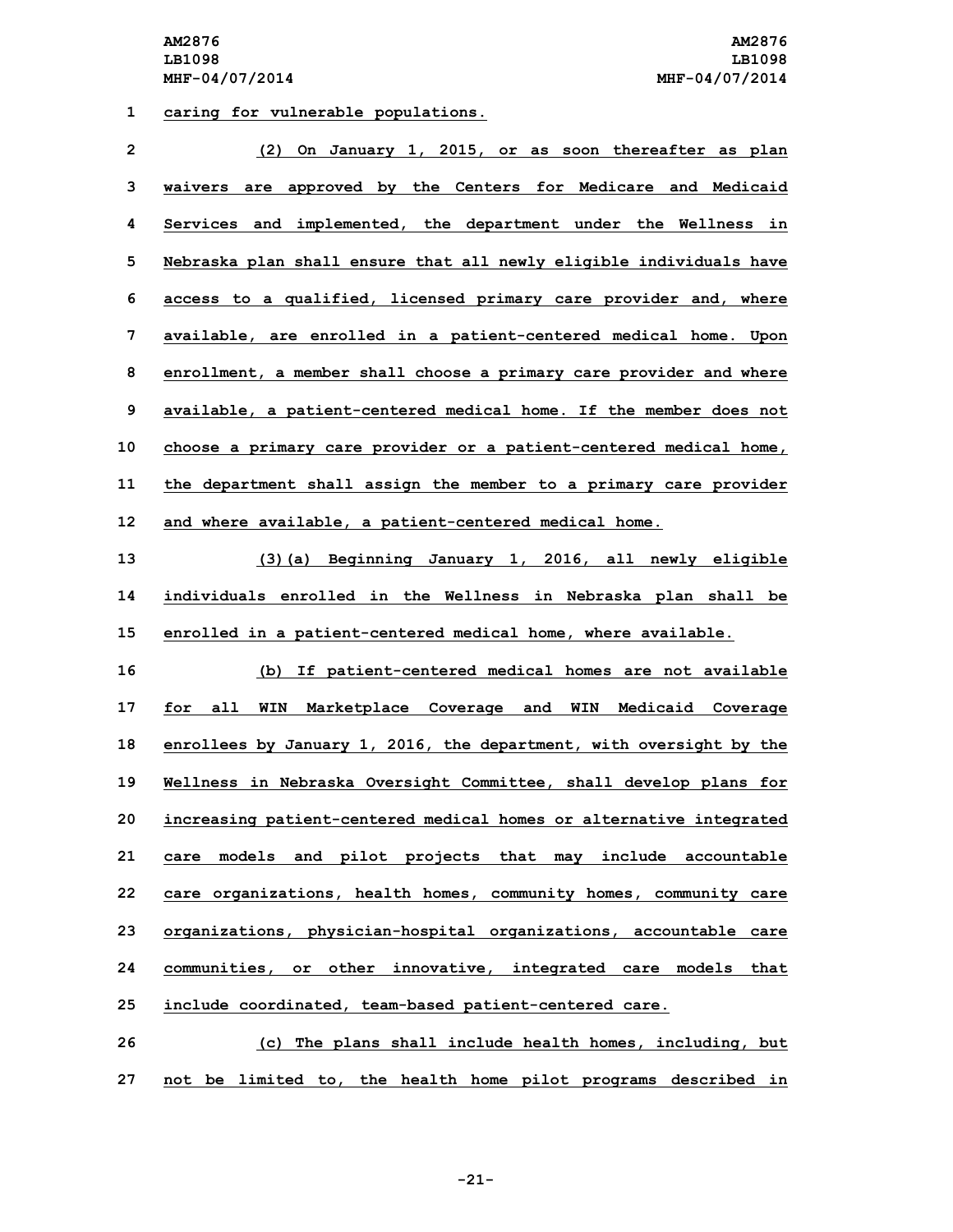caring for vulnerable populations.

(2) On January 1, 2015, or as soon thereafter as plan waivers are approved by the Centers for Medicare and Medicaid Services and implemented, the department under the Wellness in Nebraska plan shall ensure that all newly eligible individuals have access to a qualified, licensed primary care provider and, where available, are enrolled in a patient-centered medical home. Upon enrollment, a member shall choose a primary care provider and where available, a patient-centered medical home. If the member does not choose a primary care provider or a patient-centered medical home, the department shall assign the member to a primary care provider and where available, a patient-centered medical home.

(3)(a) Beginning January 1, 2016, all newly eligible individuals enrolled in the Wellness in Nebraska plan shall be enrolled in a patient-centered medical home, where available.

(b) If patient-centered medical homes are not available for all WIN Marketplace Coverage and WIN Medicaid Coverage enrollees by January 1, 2016, the department, with oversight by the Wellness in Nebraska Oversight Committee, shall develop plans for increasing patient-centered medical homes or alternative integrated care models and pilot projects that may include accountable care organizations, health homes, community homes, community care organizations, physician-hospital organizations, accountable care communities, or other innovative, integrated care models that include coordinated, team-based patient-centered care.

(c) The plans shall include health homes, including, but not be limited to, the health home pilot programs described in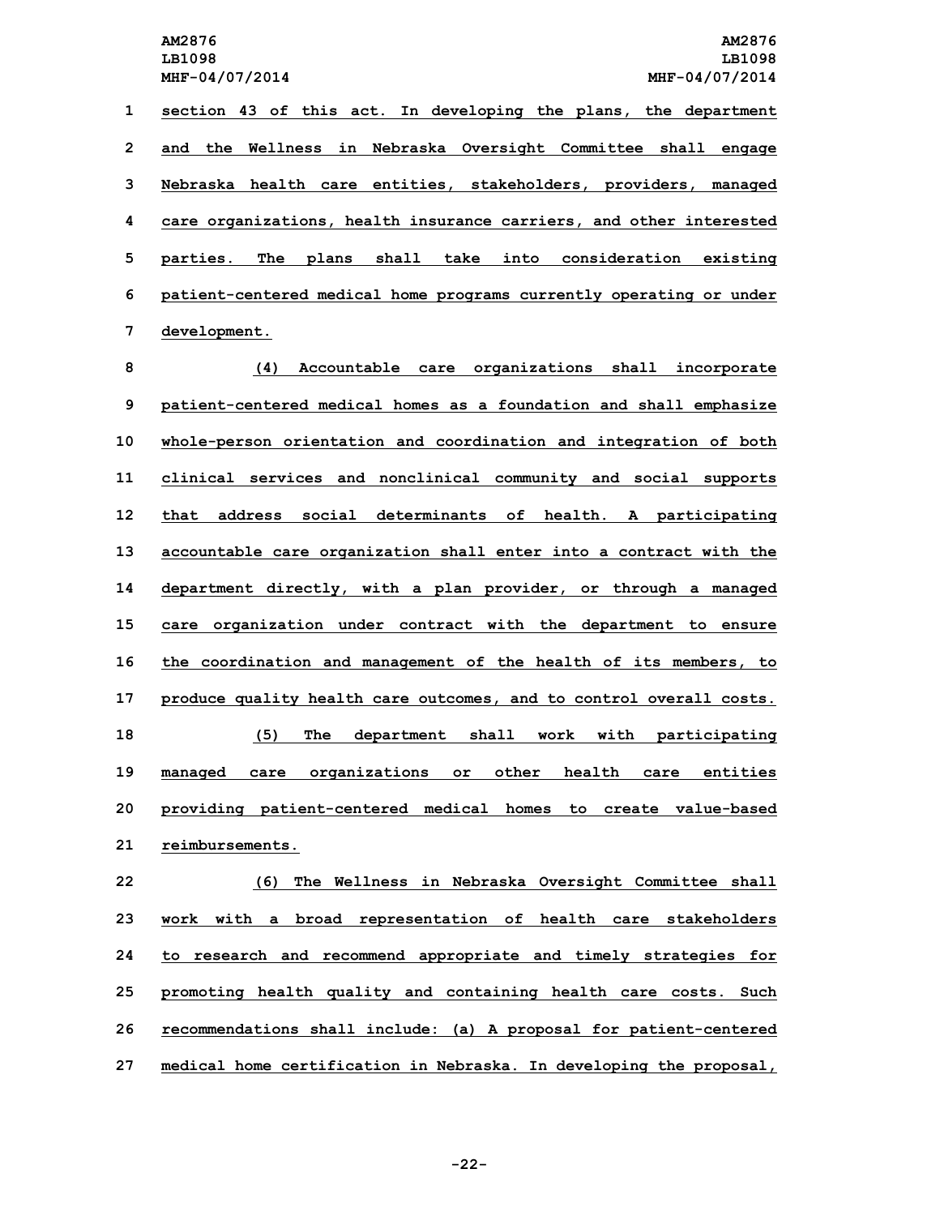section 43 of this act. In developing the plans, the department and the Wellness in Nebraska Oversight Committee shall engage Nebraska health care entities, stakeholders, providers, managed care organizations, health insurance carriers, and other interested parties. The plans shall take into consideration existing patient-centered medical home programs currently operating or under development.

(4) Accountable care organizations shall incorporate patient-centered medical homes as a foundation and shall emphasize whole-person orientation and coordination and integration of both clinical services and nonclinical community and social supports that address social determinants of health. A participating accountable care organization shall enter into a contract with the department directly, with a plan provider, or through a managed care organization under contract with the department to ensure the coordination and management of the health of its members, to produce quality health care outcomes, and to control overall costs.

(5) The department shall work with participating managed care organizations or other health care entities providing patient-centered medical homes to create value-based reimbursements.

(6) The Wellness in Nebraska Oversight Committee shall work with a broad representation of health care stakeholders to research and recommend appropriate and timely strategies for promoting health quality and containing health care costs. Such recommendations shall include: (a) A proposal for patient-centered medical home certification in Nebraska. In developing the proposal,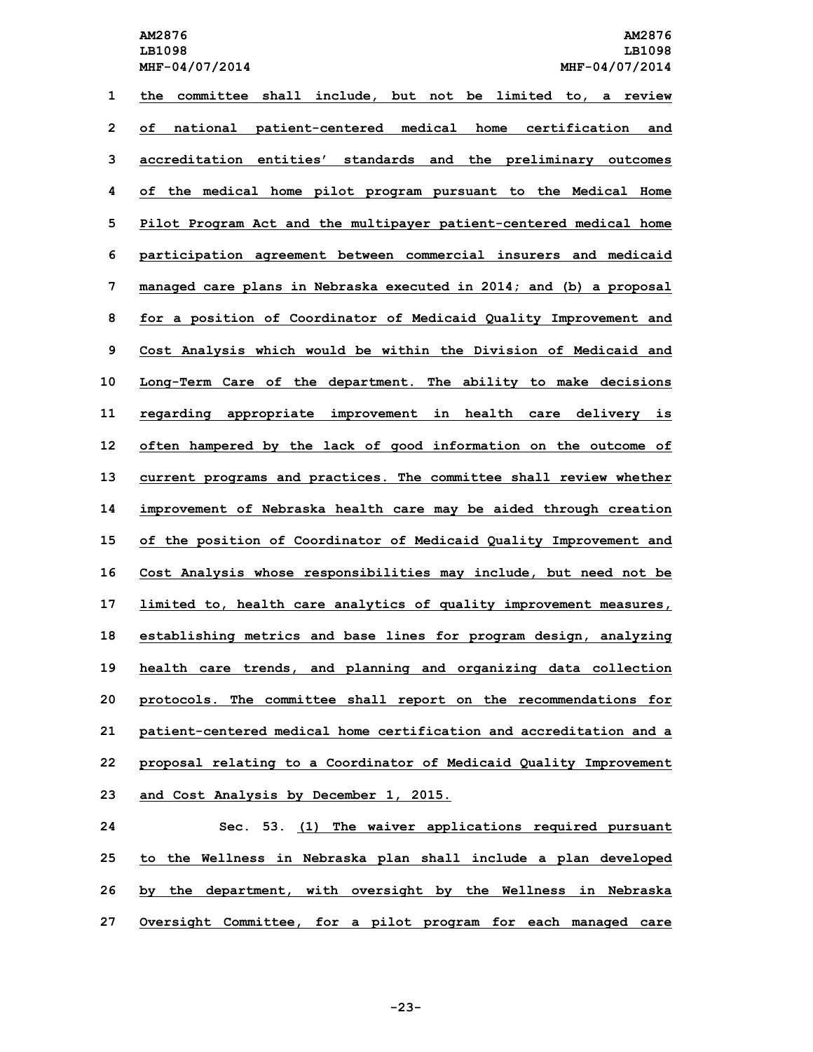the committee shall include, but not be limited to, a review of national patient-centered medical home certification and accreditation entities' standards and the preliminary outcomes of the medical home pilot program pursuant to the Medical Home Pilot Program Act and the multipayer patient-centered medical home participation agreement between commercial insurers and medicaid managed care plans in Nebraska executed in 2014; and (b) a proposal for a position of Coordinator of Medicaid Quality Improvement and Cost Analysis which would be within the Division of Medicaid and Long-Term Care of the department. The ability to make decisions regarding appropriate improvement in health care delivery is often hampered by the lack of good information on the outcome of current programs and practices. The committee shall review whether improvement of Nebraska health care may be aided through creation of the position of Coordinator of Medicaid Quality Improvement and Cost Analysis whose responsibilities may include, but need not be limited to, health care analytics of quality improvement measures, establishing metrics and base lines for program design, analyzing health care trends, and planning and organizing data collection protocols. The committee shall report on the recommendations for patient-centered medical home certification and accreditation and a proposal relating to a Coordinator of Medicaid Quality Improvement and Cost Analysis by December 1, 2015.

Sec. 53. (1) The waiver applications required pursuant to the Wellness in Nebraska plan shall include a plan developed by the department, with oversight by the Wellness in Nebraska Oversight Committee, for a pilot program for each managed care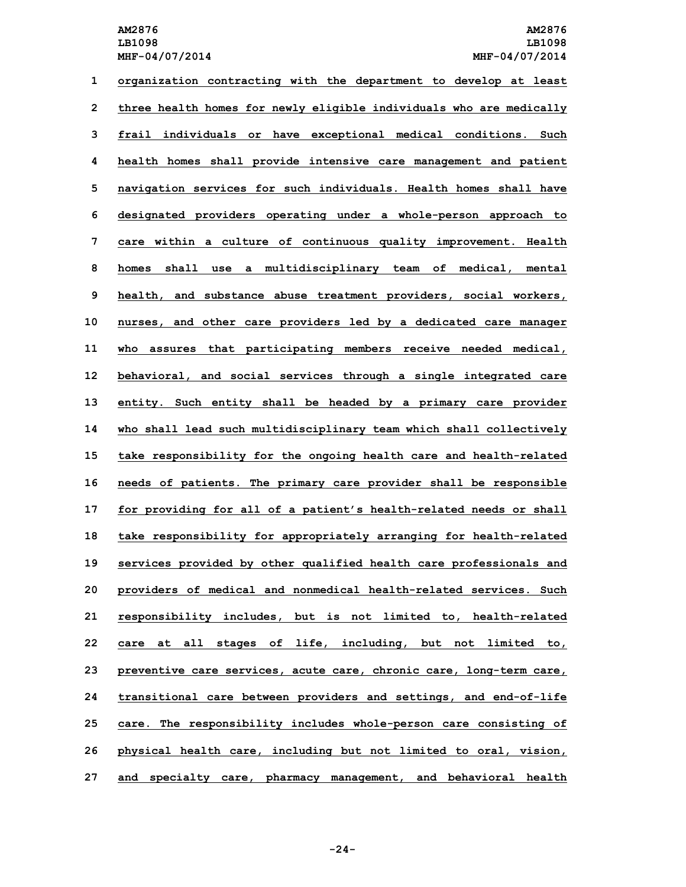organization contracting with the department to develop at least three health homes for newly eligible individuals who are medically frail individuals or have exceptional medical conditions. Such health homes shall provide intensive care management and patient navigation services for such individuals. Health homes shall have designated providers operating under a whole-person approach to care within a culture of continuous quality improvement. Health homes shall use a multidisciplinary team of medical, mental health, and substance abuse treatment providers, social workers, nurses, and other care providers led by a dedicated care manager who assures that participating members receive needed medical, behavioral, and social services through a single integrated care entity. Such entity shall be headed by a primary care provider who shall lead such multidisciplinary team which shall collectively take responsibility for the ongoing health care and health-related needs of patients. The primary care provider shall be responsible for providing for all of a patient's health-related needs or shall take responsibility for appropriately arranging for health-related services provided by other qualified health care professionals and providers of medical and nonmedical health-related services. Such responsibility includes, but is not limited to, health-related care at all stages of life, including, but not limited to, preventive care services, acute care, chronic care, long-term care, transitional care between providers and settings, and end-of-life care. The responsibility includes whole-person care consisting of physical health care, including but not limited to oral, vision, and specialty care, pharmacy management, and behavioral health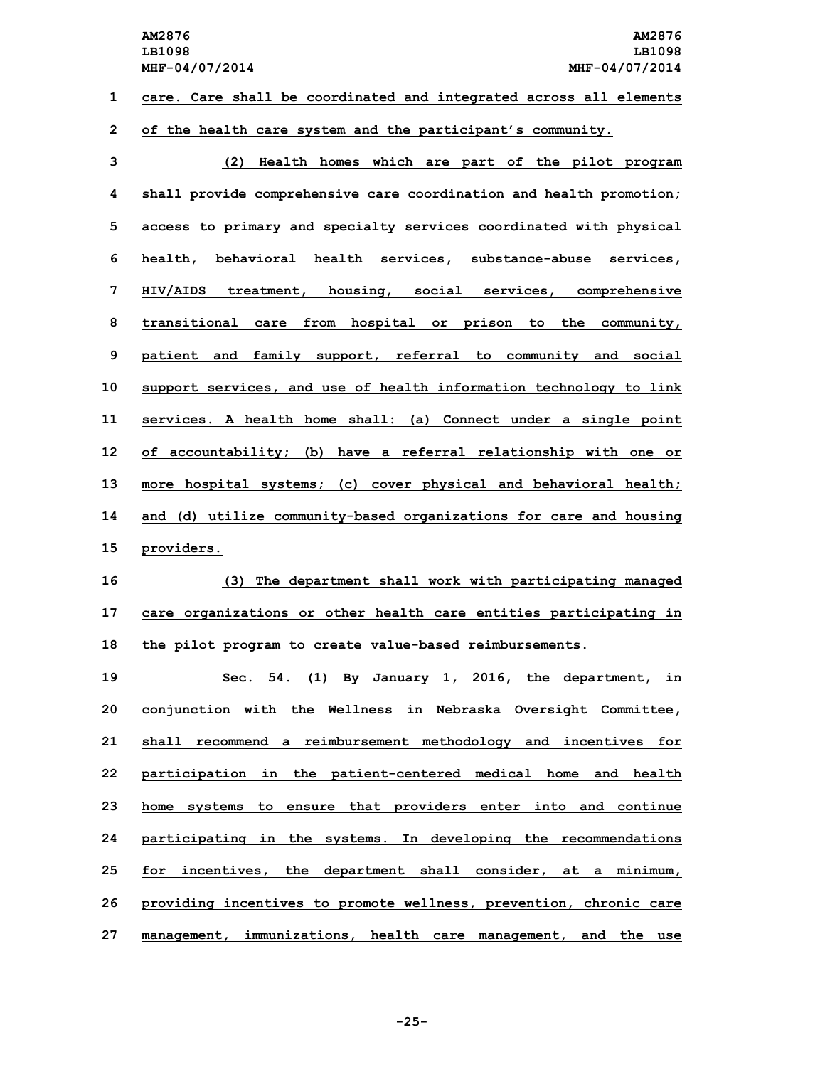care. Care shall be coordinated and integrated across all elements of the health care system and the participant's community.

(2) Health homes which are part of the pilot program shall provide comprehensive care coordination and health promotion; access to primary and specialty services coordinated with physical health, behavioral health services, substance-abuse services, HIV/AIDS treatment, housing, social services, comprehensive transitional care from hospital or prison to the community, patient and family support, referral to community and social support services, and use of health information technology to link services. A health home shall: (a) Connect under a single point of accountability; (b) have a referral relationship with one or more hospital systems; (c) cover physical and behavioral health; and (d) utilize community-based organizations for care and housing providers.

(3) The department shall work with participating managed care organizations or other health care entities participating in the pilot program to create value-based reimbursements.

Sec. 54. (1) By January 1, 2016, the department, in conjunction with the Wellness in Nebraska Oversight Committee, shall recommend a reimbursement methodology and incentives for participation in the patient-centered medical home and health home systems to ensure that providers enter into and continue participating in the systems. In developing the recommendations for incentives, the department shall consider, at a minimum, providing incentives to promote wellness, prevention, chronic care management, immunizations, health care management, and the use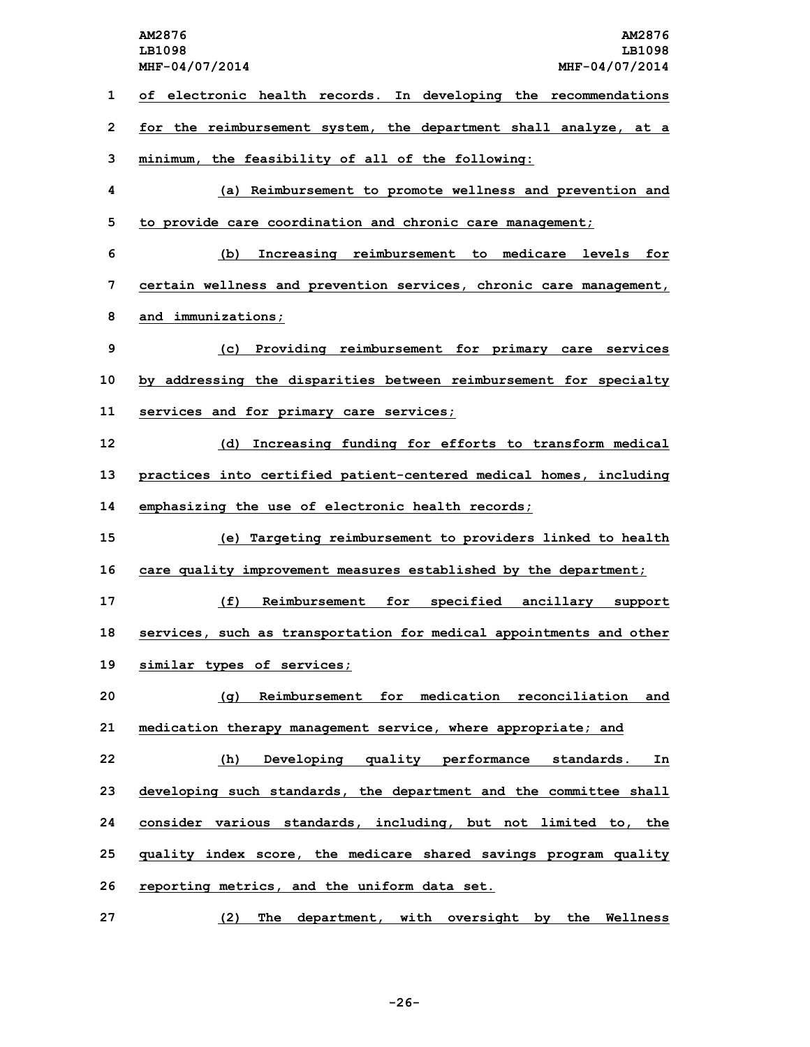of electronic health records. In developing the recommendations for the reimbursement system, the department shall analyze, at a minimum, the feasibility of all of the following:

(a) Reimbursement to promote wellness and prevention and to provide care coordination and chronic care management;

(b) Increasing reimbursement to medicare levels for certain wellness and prevention services, chronic care management, and immunizations;

(c) Providing reimbursement for primary care services by addressing the disparities between reimbursement for specialty services and for primary care services;

(d) Increasing funding for efforts to transform medical practices into certified patient-centered medical homes, including emphasizing the use of electronic health records;

(e) Targeting reimbursement to providers linked to health care quality improvement measures established by the department;

(f) Reimbursement for specified ancillary support services, such as transportation for medical appointments and other similar types of services;

(g) Reimbursement for medication reconciliation and medication therapy management service, where appropriate; and

(h) Developing quality performance standards. In developing such standards, the department and the committee shall consider various standards, including, but not limited to, the quality index score, the medicare shared savings program quality reporting metrics, and the uniform data set.

(2) The department, with oversight by the Wellness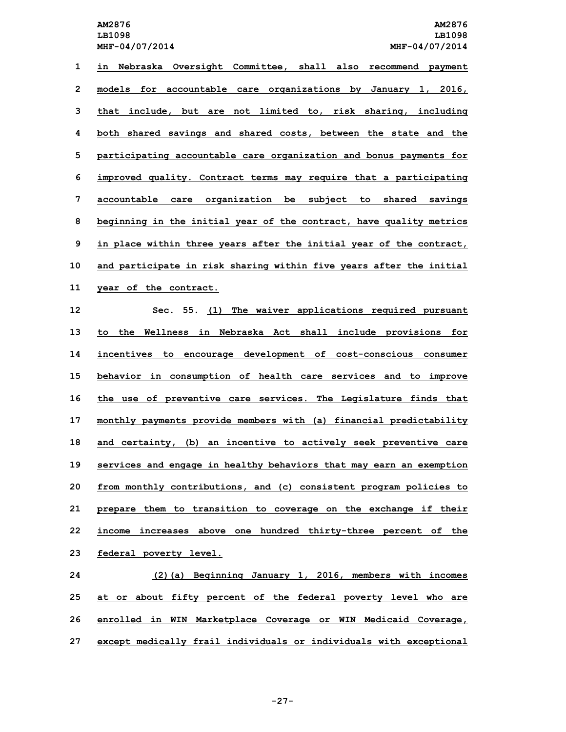in Nebraska Oversight Committee, shall also recommend payment models for accountable care organizations by January 1, 2016, that include, but are not limited to, risk sharing, including both shared savings and shared costs, between the state and the participating accountable care organization and bonus payments for improved quality. Contract terms may require that a participating accountable care organization be subject to shared savings beginning in the initial year of the contract, have quality metrics in place within three years after the initial year of the contract, and participate in risk sharing within five years after the initial year of the contract.

Sec. 55. (1) The waiver applications required pursuant to the Wellness in Nebraska Act shall include provisions for incentives to encourage development of cost-conscious consumer behavior in consumption of health care services and to improve the use of preventive care services. The Legislature finds that monthly payments provide members with (a) financial predictability and certainty, (b) an incentive to actively seek preventive care services and engage in healthy behaviors that may earn an exemption from monthly contributions, and (c) consistent program policies to prepare them to transition to coverage on the exchange if their income increases above one hundred thirty-three percent of the federal poverty level.

(2)(a) Beginning January 1, 2016, members with incomes at or about fifty percent of the federal poverty level who are enrolled in WIN Marketplace Coverage or WIN Medicaid Coverage, except medically frail individuals or individuals with exceptional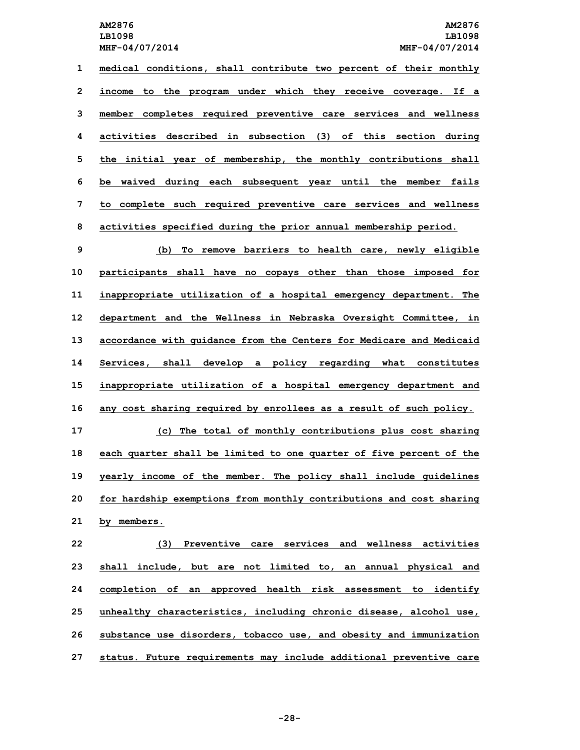medical conditions, shall contribute two percent of their monthly income to the program under which they receive coverage. If a member completes required preventive care services and wellness activities described in subsection (3) of this section during the initial year of membership, the monthly contributions shall be waived during each subsequent year until the member fails to complete such required preventive care services and wellness activities specified during the prior annual membership period.

(b) To remove barriers to health care, newly eligible participants shall have no copays other than those imposed for inappropriate utilization of a hospital emergency department. The department and the Wellness in Nebraska Oversight Committee, in accordance with guidance from the Centers for Medicare and Medicaid Services, shall develop a policy regarding what constitutes inappropriate utilization of a hospital emergency department and any cost sharing required by enrollees as a result of such policy.

(c) The total of monthly contributions plus cost sharing each quarter shall be limited to one quarter of five percent of the yearly income of the member. The policy shall include guidelines for hardship exemptions from monthly contributions and cost sharing by members.

(3) Preventive care services and wellness activities shall include, but are not limited to, an annual physical and completion of an approved health risk assessment to identify unhealthy characteristics, including chronic disease, alcohol use, substance use disorders, tobacco use, and obesity and immunization status. Future requirements may include additional preventive care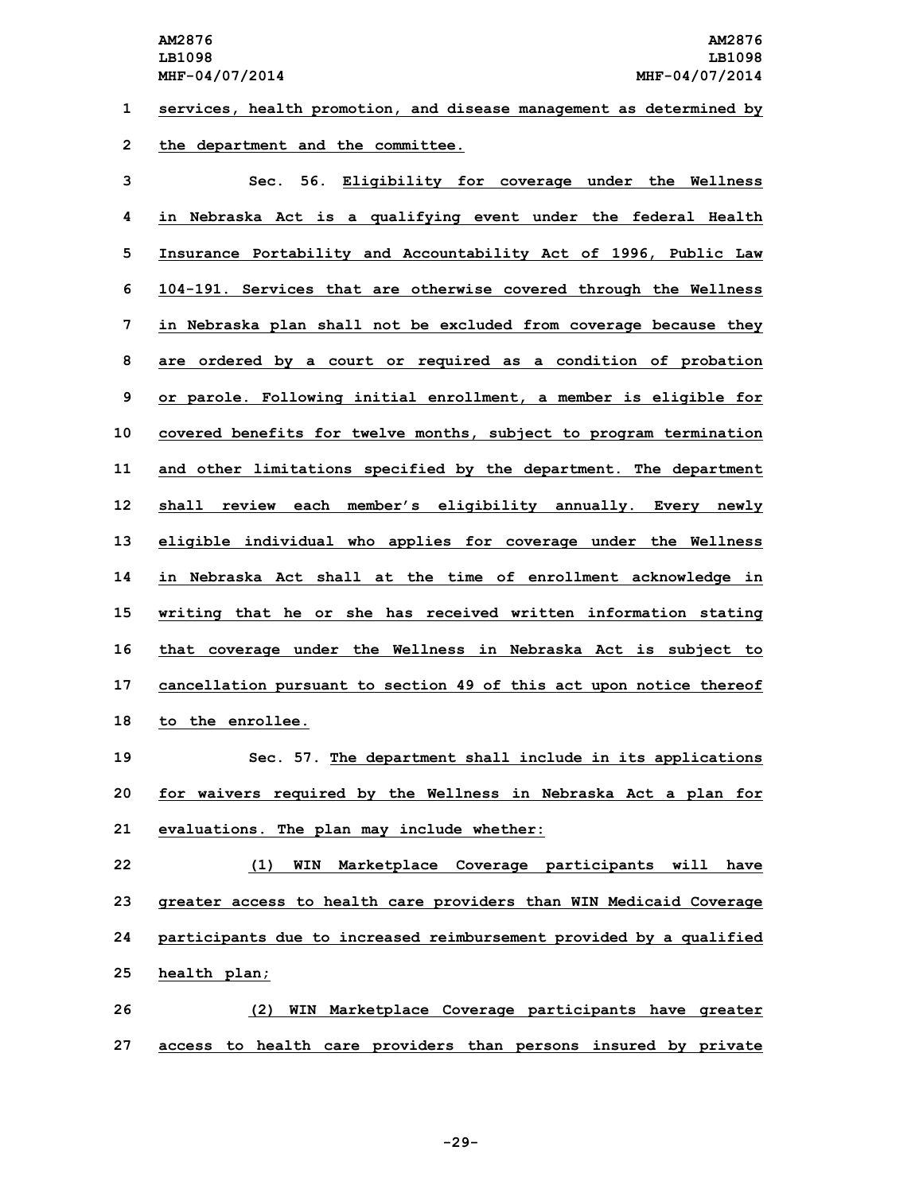services, health promotion, and disease management as determined by the department and the committee.

Sec. 56. Eligibility for coverage under the Wellness in Nebraska Act is a qualifying event under the federal Health Insurance Portability and Accountability Act of 1996, Public Law 104-191. Services that are otherwise covered through the Wellness in Nebraska plan shall not be excluded from coverage because they are ordered by a court or required as a condition of probation or parole. Following initial enrollment, a member is eligible for covered benefits for twelve months, subject to program termination and other limitations specified by the department. The department shall review each member's eligibility annually. Every newly eligible individual who applies for coverage under the Wellness in Nebraska Act shall at the time of enrollment acknowledge in writing that he or she has received written information stating that coverage under the Wellness in Nebraska Act is subject to cancellation pursuant to section 49 of this act upon notice thereof to the enrollee.

Sec. 57. The department shall include in its applications for waivers required by the Wellness in Nebraska Act a plan for evaluations. The plan may include whether:

(1) WIN Marketplace Coverage participants will have greater access to health care providers than WIN Medicaid Coverage participants due to increased reimbursement provided by a qualified health plan;

(2) WIN Marketplace Coverage participants have greater access to health care providers than persons insured by private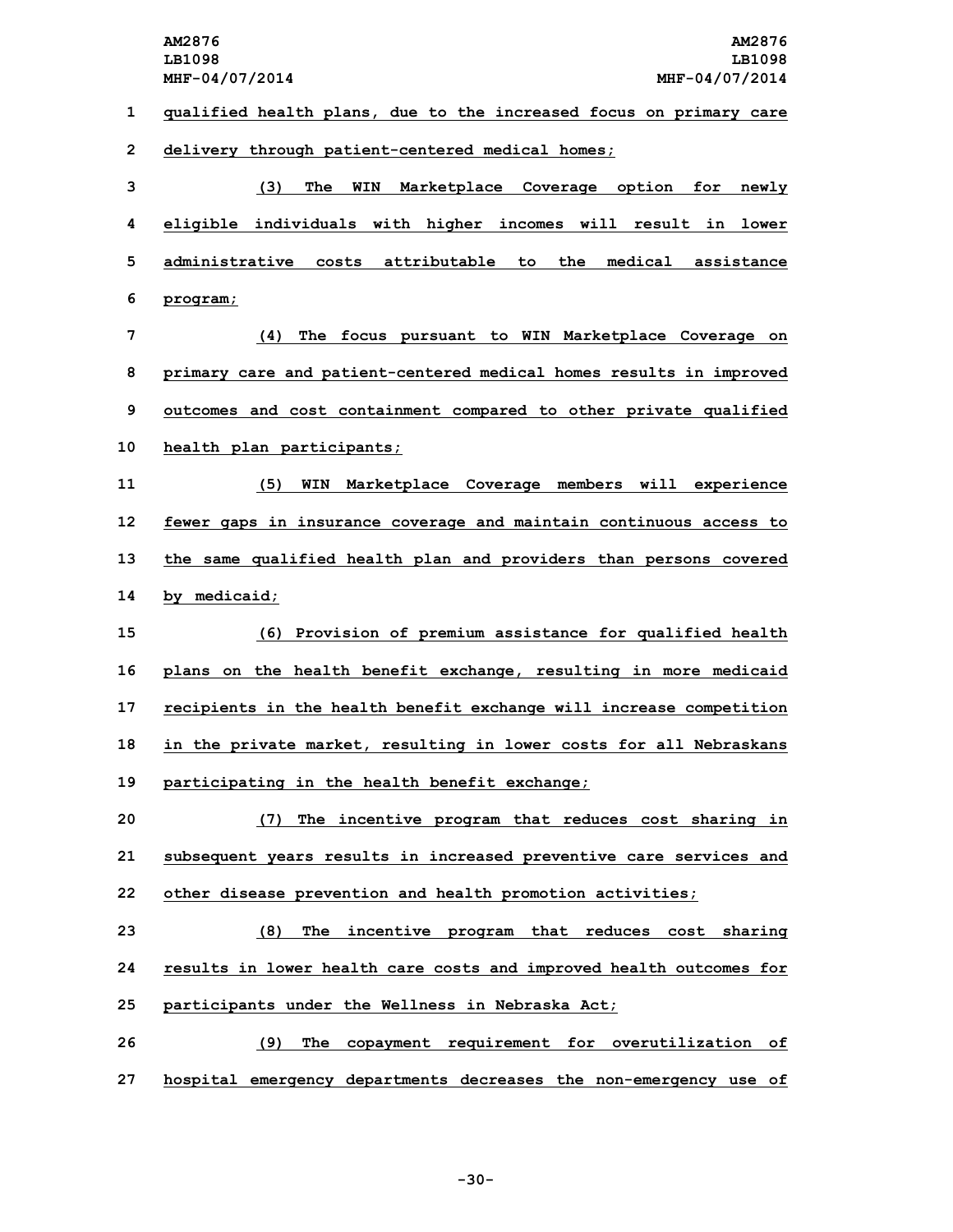qualified health plans, due to the increased focus on primary care delivery through patient-centered medical homes;

(3) The WIN Marketplace Coverage option for newly eligible individuals with higher incomes will result in lower administrative costs attributable to the medical assistance program;

(4) The focus pursuant to WIN Marketplace Coverage on primary care and patient-centered medical homes results in improved outcomes and cost containment compared to other private qualified health plan participants;

(5) WIN Marketplace Coverage members will experience fewer gaps in insurance coverage and maintain continuous access to the same qualified health plan and providers than persons covered by medicaid;

(6) Provision of premium assistance for qualified health plans on the health benefit exchange, resulting in more medicaid recipients in the health benefit exchange will increase competition in the private market, resulting in lower costs for all Nebraskans participating in the health benefit exchange;

(7) The incentive program that reduces cost sharing in subsequent years results in increased preventive care services and other disease prevention and health promotion activities;

(8) The incentive program that reduces cost sharing results in lower health care costs and improved health outcomes for participants under the Wellness in Nebraska Act;

(9) The copayment requirement for overutilization of hospital emergency departments decreases the non-emergency use of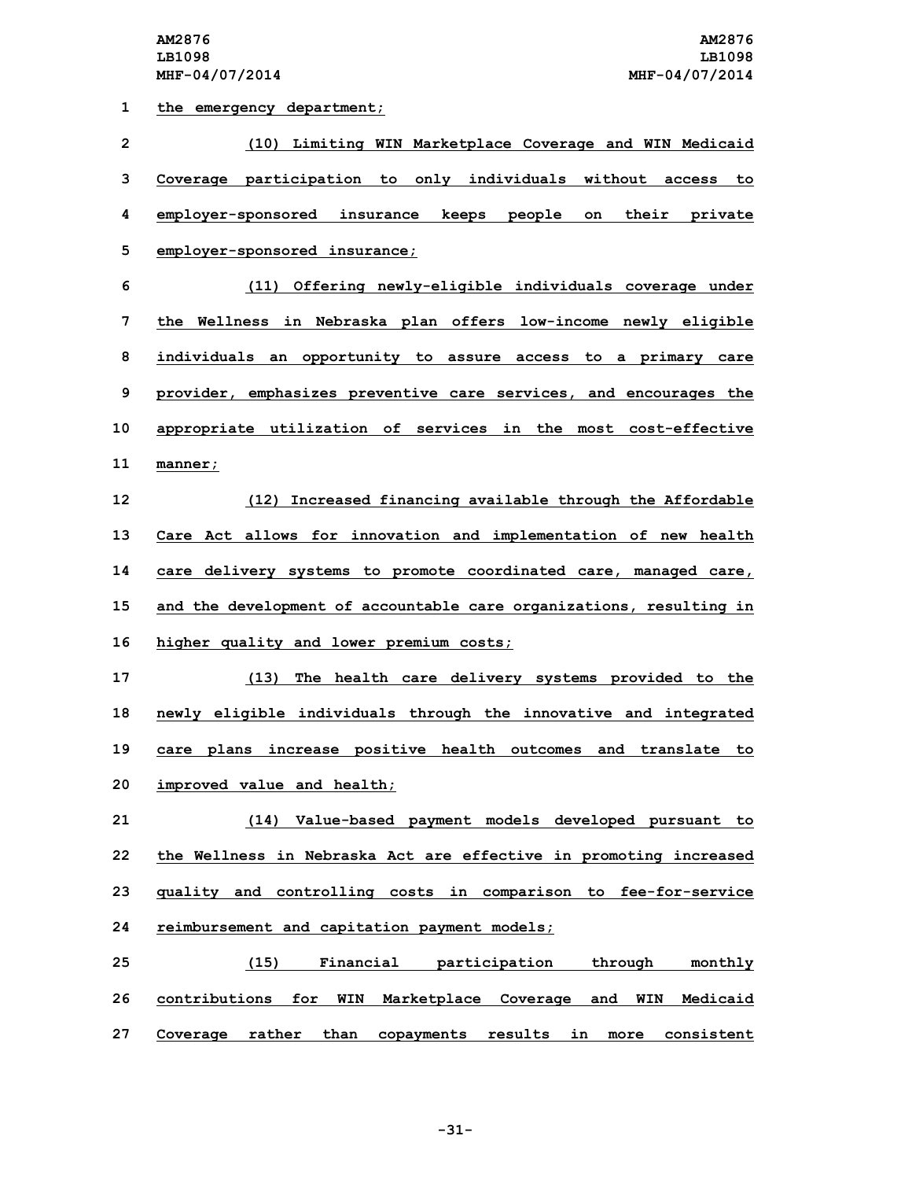the emergency department;

(10) Limiting WIN Marketplace Coverage and WIN Medicaid Coverage participation to only individuals without access to employer-sponsored insurance keeps people on their private employer-sponsored insurance;

(11) Offering newly-eligible individuals coverage under the Wellness in Nebraska plan offers low-income newly eligible individuals an opportunity to assure access to a primary care provider, emphasizes preventive care services, and encourages the appropriate utilization of services in the most cost-effective manner;

(12) Increased financing available through the Affordable Care Act allows for innovation and implementation of new health care delivery systems to promote coordinated care, managed care, and the development of accountable care organizations, resulting in higher quality and lower premium costs;

(13) The health care delivery systems provided to the newly eligible individuals through the innovative and integrated care plans increase positive health outcomes and translate to improved value and health;

(14) Value-based payment models developed pursuant to the Wellness in Nebraska Act are effective in promoting increased quality and controlling costs in comparison to fee-for-service reimbursement and capitation payment models;

(15) Financial participation through monthly contributions for WIN Marketplace Coverage and WIN Medicaid Coverage rather than copayments results in more consistent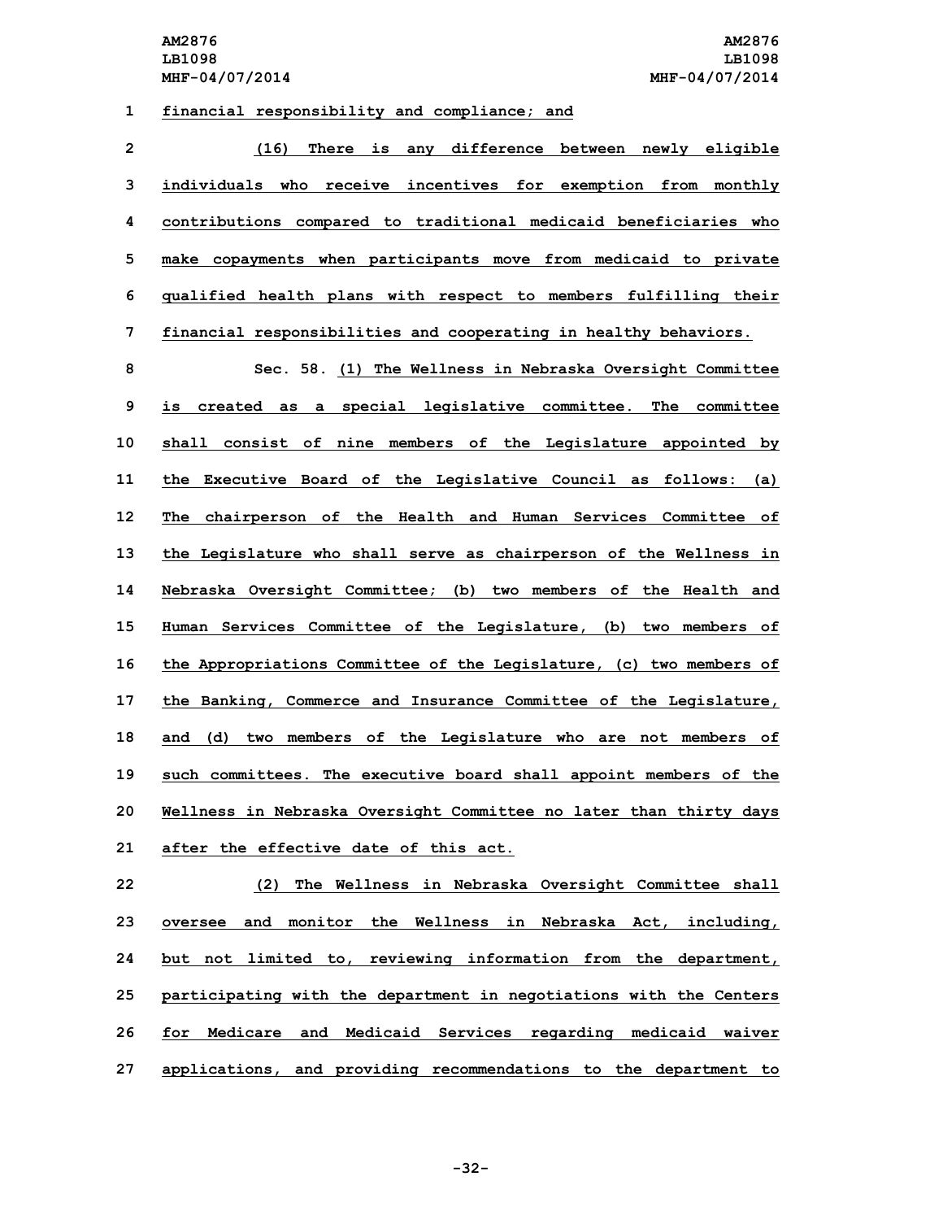financial responsibility and compliance; and

(16) There is any difference between newly eligible individuals who receive incentives for exemption from monthly contributions compared to traditional medicaid beneficiaries who make copayments when participants move from medicaid to private qualified health plans with respect to members fulfilling their financial responsibilities and cooperating in healthy behaviors.

Sec. 58. (1) The Wellness in Nebraska Oversight Committee is created as a special legislative committee. The committee shall consist of nine members of the Legislature appointed by the Executive Board of the Legislative Council as follows: (a) The chairperson of the Health and Human Services Committee of the Legislature who shall serve as chairperson of the Wellness in Nebraska Oversight Committee; (b) two members of the Health and Human Services Committee of the Legislature, (b) two members of the Appropriations Committee of the Legislature, (c) two members of the Banking, Commerce and Insurance Committee of the Legislature, and (d) two members of the Legislature who are not members of such committees. The executive board shall appoint members of the Wellness in Nebraska Oversight Committee no later than thirty days after the effective date of this act.

(2) The Wellness in Nebraska Oversight Committee shall oversee and monitor the Wellness in Nebraska Act, including, but not limited to, reviewing information from the department, participating with the department in negotiations with the Centers for Medicare and Medicaid Services regarding medicaid waiver applications, and providing recommendations to the department to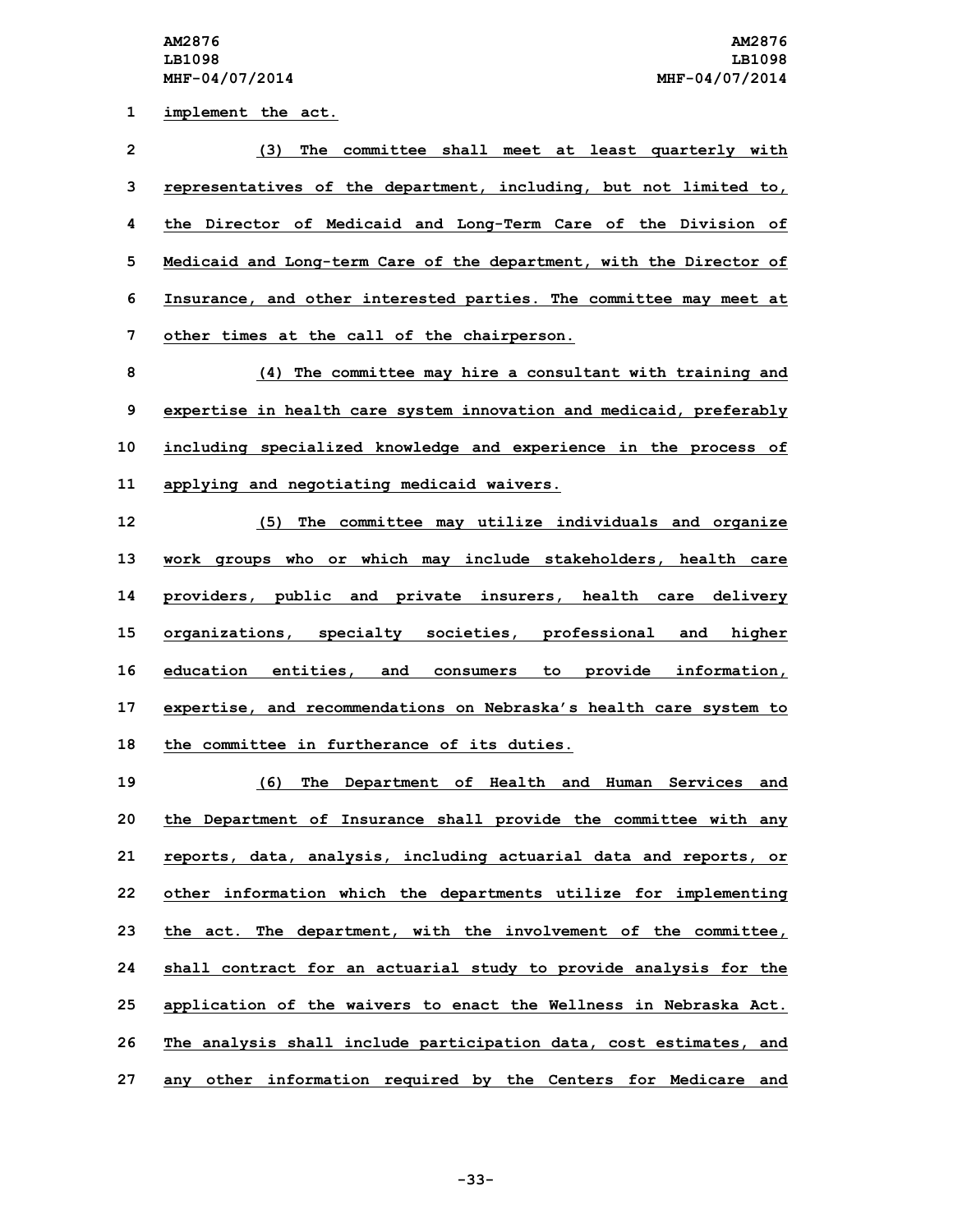implement the act.

(3) The committee shall meet at least quarterly with representatives of the department, including, but not limited to, the Director of Medicaid and Long-Term Care of the Division of Medicaid and Long-term Care of the department, with the Director of Insurance, and other interested parties. The committee may meet at other times at the call of the chairperson.

(4) The committee may hire a consultant with training and expertise in health care system innovation and medicaid, preferably including specialized knowledge and experience in the process of applying and negotiating medicaid waivers.

(5) The committee may utilize individuals and organize work groups who or which may include stakeholders, health care providers, public and private insurers, health care delivery organizations, specialty societies, professional and higher education entities, and consumers to provide information, expertise, and recommendations on Nebraska's health care system to the committee in furtherance of its duties.

(6) The Department of Health and Human Services and the Department of Insurance shall provide the committee with any reports, data, analysis, including actuarial data and reports, or other information which the departments utilize for implementing the act. The department, with the involvement of the committee, shall contract for an actuarial study to provide analysis for the application of the waivers to enact the Wellness in Nebraska Act. The analysis shall include participation data, cost estimates, and any other information required by the Centers for Medicare and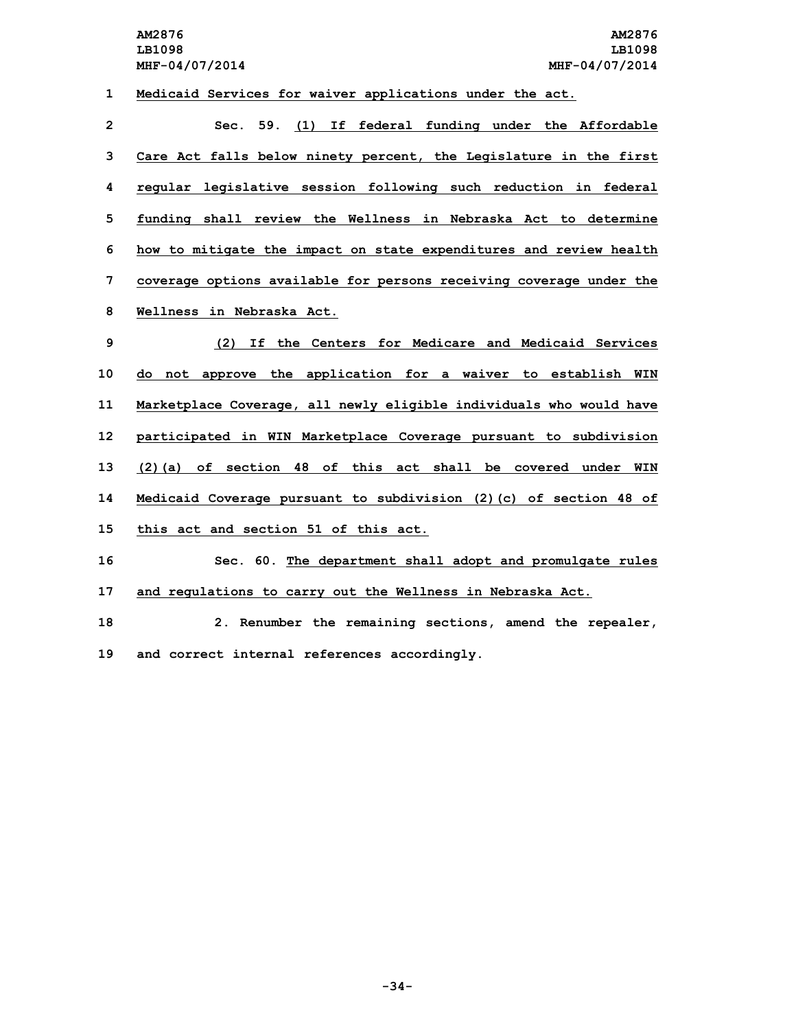Medicaid Services for waiver applications under the act.

Sec. 59. (1) If federal funding under the Affordable Care Act falls below ninety percent, the Legislature in the first regular legislative session following such reduction in federal funding shall review the Wellness in Nebraska Act to determine how to mitigate the impact on state expenditures and review health coverage options available for persons receiving coverage under the Wellness in Nebraska Act.

(2) If the Centers for Medicare and Medicaid Services do not approve the application for a waiver to establish WIN Marketplace Coverage, all newly eligible individuals who would have participated in WIN Marketplace Coverage pursuant to subdivision (2)(a) of section 48 of this act shall be covered under WIN Medicaid Coverage pursuant to subdivision (2)(c) of section 48 of this act and section 51 of this act.

Sec. 60. The department shall adopt and promulgate rules and regulations to carry out the Wellness in Nebraska Act.

2. Renumber the remaining sections, amend the repealer, and correct internal references accordingly.